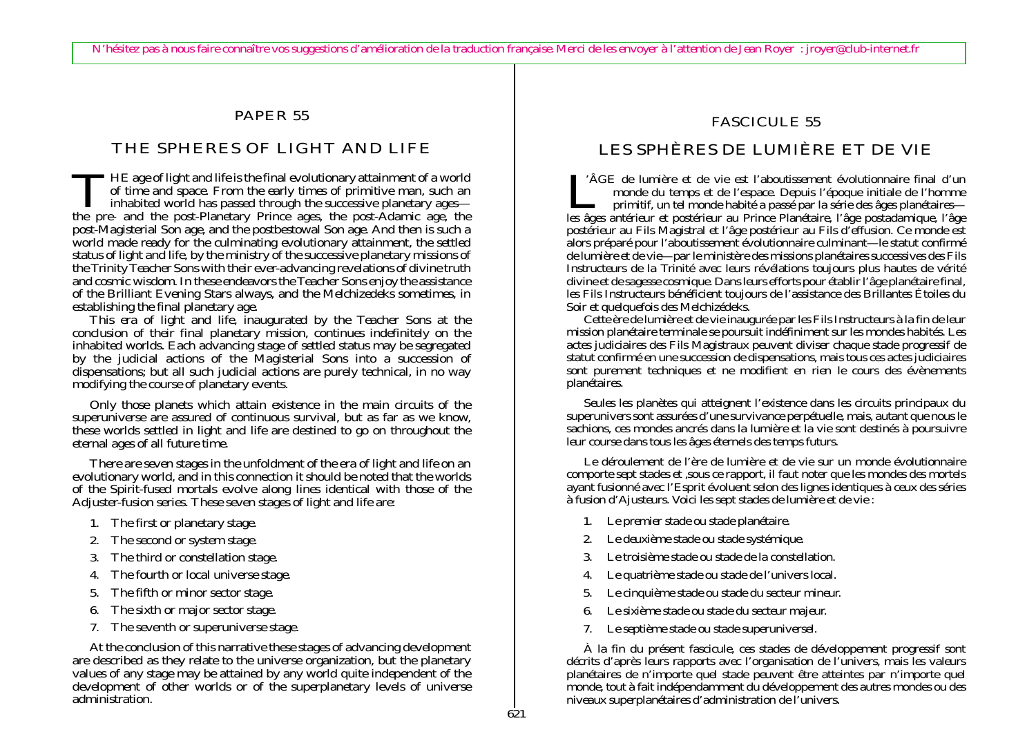N'hésitez pas à nous faire connaître vos suggestions d'amélioration de la traduction française. Merci de les envoyer à l'attention de Jean Royer : jroyer@club-internet.fr

# PAPER 55

## THE SPHERES OF LIGHT AND LIFE

THE age of light and life is the final evolutionary attainment of a world of time and space. From the early times of primitive man, such an inhabited world has passed through the successive planetary ages—the pre- and the post-Planetary Prince ages, the post-Adamic age, the post-Magisterial Son age, and the postbestowal Son age. And then is such a world made ready for the culminating evolutionary attainment, the settled status of light and life, by the ministry of the successive planetary missions of the Trinity Teacher Sons with their ever-advancing revelations of divine truth and cosmic wisdom. In these endeavors the Teacher Sons enjoy the assistance of the Brilliant Evening Stars always, and the Melchizedeks sometimes, in establishing the final planetary age.

This era of light and life, inaugurated by the Teacher Sons at the conclusion of their final planetary mission, continues indefinitely on the inhabited worlds. Each advancing stage of settled status may be segregated by the judicial actions of the Magisterial Sons into a succession of dispensations; but all such judicial actions are purely technical, in no way modifying the course of planetary events.

Only those planets which attain existence in the main circuits of the superuniverse are assured of continuous survival, but as far as we know, these worlds settled in light and life are destined to go on throughout the eternal ages of all future time.

There are seven stages in the unfoldment of the era of light and life on an evolutionary world, and in this connection it should be noted that the worlds of the Spirit-fused mortals evolve along lines identical with those of the Adjuster-fusion series. These seven stages of light and life are:

1. The first or planetary stage.
2. The second or system stage.
3. The third or constellation stage.
4. The fourth or local universe stage.
5. The fifth or minor sector stage.
6. The sixth or major sector stage.
7. The seventh or superuniverse stage.

At the conclusion of this narrative these stages of advancing development are described as they relate to the universe organization, but the planetary values of any stage may be attained by any world quite independent of the development of other worlds or of the superplanetary levels of universe administration.

# FASCICULE 55

## LES SPHÈRES DE LUMIÈRE ET DE VIE

L'ÂGE de lumière et de vie est l'aboutissement évolutionnaire final d'un monde du temps et de l'espace. Depuis l'époque initiale de l'homme primitif, un tel monde habité a passé par la série des âges planétaires—les âges antérieur et postérieur au Prince Planétaire, l'âge postadamique, l'âge postérieur au Fils Magistral et l'âge postérieur au Fils d'effusion. Ce monde est alors préparé pour l'aboutissement évolutionnaire culminant—le statut confirmé de lumière et de vie—par le ministère des missions planétaires successives des Fils Instructeurs de la Trinité avec leurs révélations toujours plus hautes de vérité divine et de sagesse cosmique. Dans leurs efforts pour établir l'âge planétaire final, les Fils Instructeurs bénéficient toujours de l'assistance des Brillantes Étoiles du Soir et quelquefois des Melchizédeks.

Cette ère de lumière et de vie inaugurée par les Fils Instructeurs à la fin de leur mission planétaire terminale se poursuit indéfiniment sur les mondes habités. Les actes judiciaires des Fils Magistraux peuvent diviser chaque stade progressif de statut confirmé en une succession de dispensations, mais tous ces actes judiciaires sont purement techniques et ne modifient en rien le cours des évènements planétaires.

Seules les planètes qui atteignent l'existence dans les circuits principaux du superunivers sont assurées d'une survivance perpétuelle, mais, autant que nous le sachions, ces mondes ancrés dans la lumière et la vie sont destinés à poursuivre leur course dans tous les âges éternels des temps futurs.

Le déroulement de l'ère de lumière et de vie sur un monde évolutionnaire comporte sept stades et ,sous ce rapport, il faut noter que les mondes des mortels ayant fusionné avec l'Esprit évoluent selon des lignes identiques à ceux des séries à fusion d'Ajusteurs. Voici les sept stades de lumière et de vie :

1. Le premier stade ou stade planétaire.
2. Le deuxième stade ou stade systémique.
3. Le troisième stade ou stade de la constellation.
4. Le quatrième stade ou stade de l'univers local.
5. Le cinquième stade ou stade du secteur mineur.
6. Le sixième stade ou stade du secteur majeur.
7. Le septième stade ou stade superuniversel.

À la fin du présent fascicule, ces stades de développement progressif sont décrits d'après leurs rapports avec l'organisation de l'univers, mais les valeurs planétaires de n'importe quel stade peuvent être atteintes par n'importe quel monde, tout à fait indépendamment du développement des autres mondes ou des niveaux superplanétaires d'administration de l'univers.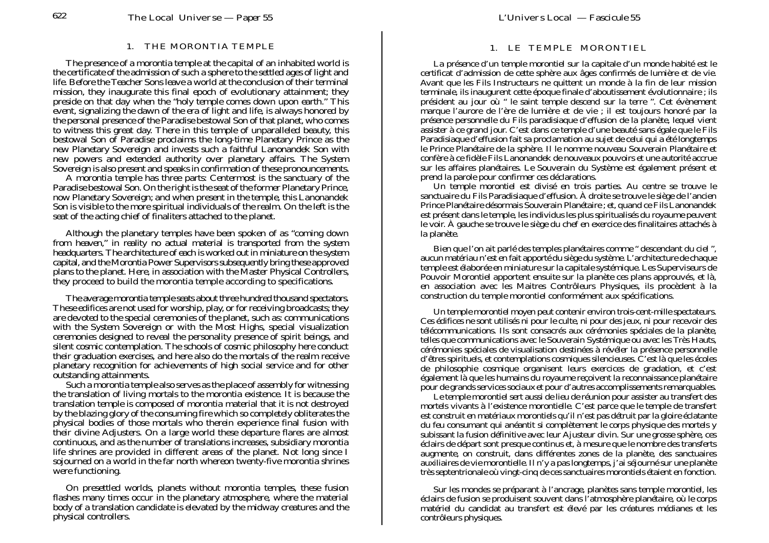## 1. THE MORONTIA TEMPLE

The presence of a morontia temple at the capital of an inhabited world is the certificate of the admission of such a sphere to the settled ages of light and life. Before the Teacher Sons leave a world at the conclusion of their terminal mission, they inaugurate this final epoch of evolutionary attainment; they preside on that day when the "holy temple comes down upon earth." This event, signalizing the dawn of the era of light and life, is always honored by the personal presence of the Paradise bestowal Son of that planet, who comes to witness this great day. There in this temple of unparalleled beauty, this bestowal Son of Paradise proclaims the long-time Planetary Prince as the new Planetary Sovereign and invests such a faithful Lanonandek Son with new powers and extended authority over planetary affairs. The System Sovereign is also present and speaks in confirmation of these pronouncements.

A morontia temple has three parts: Centermost is the sanctuary of the Paradise bestowal Son. On the right is the seat of the former Planetary Prince, now Planetary Sovereign; and when present in the temple, this Lanonandek Son is visible to the more spiritual individuals of the realm. On the left is the seat of the acting chief of finaliters attached to the planet.

Although the planetary temples have been spoken of as "coming down from heaven," in reality no actual material is transported from the system headquarters. The architecture of each is worked out in miniature on the system capital, and the Morontia Power Supervisors subsequently bring these approved plans to the planet. Here, in association with the Master Physical Controllers, they proceed to build the morontia temple according to specifications.

The average morontia temple seats about three hundred thousand spectators. These edifices are not used for worship, play, or for receiving broadcasts; they are devoted to the special ceremonies of the planet, such as: communications with the System Sovereign or with the Most Highs, special visualization ceremonies designed to reveal the personality presence of spirit beings, and silent cosmic contemplation. The schools of cosmic philosophy here conduct their graduation exercises, and here also do the mortals of the realm receive planetary recognition for achievements of high social service and for other outstanding attainments.

Such a morontia temple also serves as the place of assembly for witnessing the translation of living mortals to the morontia existence. It is because the translation temple is composed of morontia material that it is not destroyed by the blazing glory of the consuming fire which so completely obliterates the physical bodies of those mortals who therein experience final fusion with their divine Adjusters. On a large world these departure flares are almost continuous, and as the number of translations increases, subsidiary morontia life shrines are provided in different areas of the planet. Not long since I sojourned on a world in the far north whereon twenty-five morontia shrines were functioning.

On presettled worlds, planets without morontia temples, these fusion flashes many times occur in the planetary atmosphere, where the material body of a translation candidate is elevated by the midway creatures and the physical controllers.

## 1. LE TEMPLE MORONTIEL

La présence d'un temple morontiel sur la capitale d'un monde habité est le certificat d'admission de cette sphère aux âges confirmés de lumière et de vie. Avant que les Fils Instructeurs ne quittent un monde à la fin de leur mission terminale, ils inaugurent cette époque finale d'aboutissement évolutionnaire ; ils président au jour où " le saint temple descend sur la terre ". Cet évènement marque l'aurore de l'ère de lumière et de vie ; il est toujours honoré par la présence personnelle du Fils paradisiaque d'effusion de la planète, lequel vient assister à ce grand jour. C'est dans ce temple d'une beauté sans égale que le Fils Paradisiaque d'effusion fait sa proclamation au sujet de celui qui a été longtemps le Prince Planétaire de la sphère. Il le nomme nouveau Souverain Planétaire et confère à ce fidèle Fils Lanonandek de nouveaux pouvoirs et une autorité accrue sur les affaires planétaires. Le Souverain du Système est également présent et prend la parole pour confirmer ces déclarations.

Un temple morontiel est divisé en trois parties. Au centre se trouve le sanctuaire du Fils Paradisiaque d'effusion. À droite se trouve le siège de l'ancien Prince Planétaire désormais Souverain Planétaire ; et, quand ce Fils Lanonandek est présent dans le temple, les individus les plus spiritualisés du royaume peuvent le voir. À gauche se trouve le siège du chef en exercice des finalitaires attachés à la planète.

Bien que l'on ait parlé des temples planétaires comme " descendant du ciel ", aucun matériau n'est en fait apporté du siège du système. L'architecture de chaque temple est élaborée en miniature sur la capitale systémique. Les Superviseurs de Pouvoir Morontiel apportent ensuite sur la planète ces plans approuvés, et là, en association avec les Maitres Contrôleurs Physiques, ils procèdent à la construction du temple morontiel conformément aux spécifications.

Un temple morontiel moyen peut contenir environ trois-cent-mille spectateurs. Ces édifices ne sont utilisés ni pour le culte, ni pour des jeux, ni pour recevoir des télécommunications. Ils sont consacrés aux cérémonies spéciales de la planète, telles que communications avec le Souverain Systémique ou avec les Très Hauts, cérémonies spéciales de visualisation destinées à révéler la présence personnelle d'êtres spirituels, et contemplations cosmiques silencieuses. C'est là que les écoles de philosophie cosmique organisent leurs exercices de gradation, et c'est également là que les humains du royaume reçoivent la reconnaissance planétaire pour de grands services sociaux et pour d'autres accomplissements remarquables.

Le temple morontiel sert aussi de lieu de réunion pour assister au transfert des mortels vivants à l'existence morontielle. C'est parce que le temple de transfert est construit en matériaux morontiels qu'il n'est pas détruit par la gloire éclatante du feu consumant qui anéantit si complètement le corps physique des mortels y subissant la fusion définitive avec leur Ajusteur divin. Sur une grosse sphère, ces éclairs de départ sont presque continus et, à mesure que le nombre des transferts augmente, on construit, dans différentes zones de la planète, des sanctuaires auxiliaires de vie morontielle. Il n'y a pas longtemps, j'ai séjourné sur une planète très septentrionale où vingt-cinq de ces sanctuaires morontiels étaient en fonction.

Sur les mondes se préparant à l'ancrage, planètes sans temple morontiel, les éclairs de fusion se produisent souvent dans l'atmosphère planétaire, où le corps matériel du candidat au transfert est élevé par les créatures médianes et les contrôleurs physiques.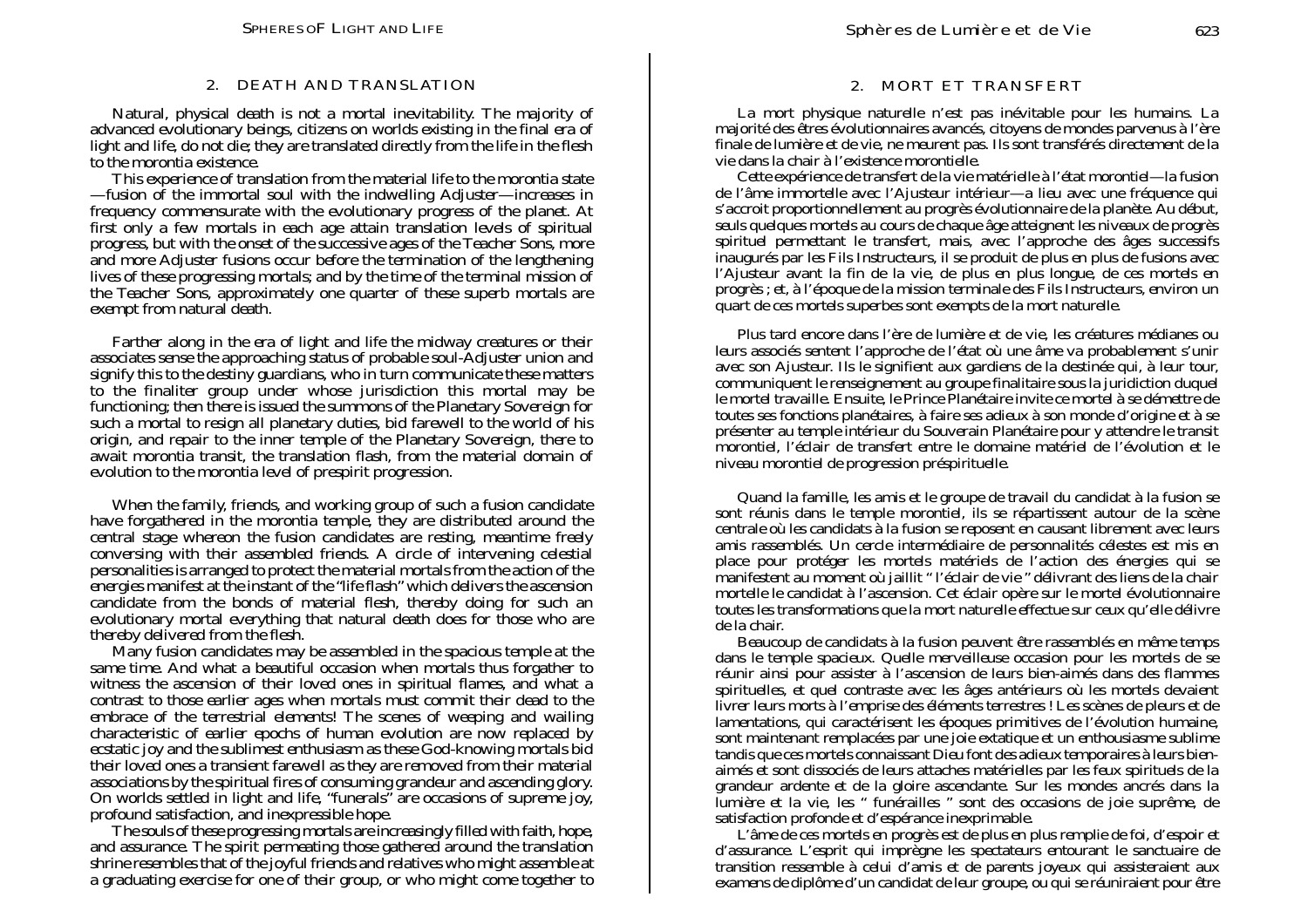## 2. DEATH AND TRANSLATION

Natural, physical death is not a mortal inevitability. The majority of advanced evolutionary beings, citizens on worlds existing in the final era of light and life, do not die; they are translated directly from the life in the flesh to the morontia existence.

This experience of translation from the material life to the morontia state —fusion of the immortal soul with the indwelling Adjuster—increases in frequency commensurate with the evolutionary progress of the planet. At first only a few mortals in each age attain translation levels of spiritual progress, but with the onset of the successive ages of the Teacher Sons, more and more Adjuster fusions occur before the termination of the lengthening lives of these progressing mortals; and by the time of the terminal mission of the Teacher Sons, approximately one quarter of these superb mortals are exempt from natural death.

Farther along in the era of light and life the midway creatures or their associates sense the approaching status of probable soul-Adjuster union and signify this to the destiny guardians, who in turn communicate these matters to the finaliter group under whose jurisdiction this mortal may be functioning; then there is issued the summons of the Planetary Sovereign for such a mortal to resign all planetary duties, bid farewell to the world of his origin, and repair to the inner temple of the Planetary Sovereign, there to await morontia transit, the translation flash, from the material domain of evolution to the morontia level of prespirit progression.

When the family, friends, and working group of such a fusion candidate have forgathered in the morontia temple, they are distributed around the central stage whereon the fusion candidates are resting, meantime freely conversing with their assembled friends. A circle of intervening celestial personalities is arranged to protect the material mortals from the action of the energies manifest at the instant of the "life flash" which delivers the ascension candidate from the bonds of material flesh, thereby doing for such an evolutionary mortal everything that natural death does for those who are thereby delivered from the flesh.

Many fusion candidates may be assembled in the spacious temple at the same time. And what a beautiful occasion when mortals thus forgather to witness the ascension of their loved ones in spiritual flames, and what a contrast to those earlier ages when mortals must commit their dead to the embrace of the terrestrial elements! The scenes of weeping and wailing characteristic of earlier epochs of human evolution are now replaced by ecstatic joy and the sublimest enthusiasm as these God-knowing mortals bid their loved ones a transient farewell as they are removed from their material associations by the spiritual fires of consuming grandeur and ascending glory. On worlds settled in light and life, "funerals" are occasions of supreme joy, profound satisfaction, and inexpressible hope.

The souls of these progressing mortals are increasingly filled with faith, hope, and assurance. The spirit permeating those gathered around the translation shrine resembles that of the joyful friends and relatives who might assemble at a graduating exercise for one of their group, or who might come together to

## 2. MORT ET TRANSFERT

La mort physique naturelle n'est pas inévitable pour les humains. La majorité des êtres évolutionnaires avancés, citoyens de mondes parvenus à l'ère finale de lumière et de vie, ne meurent pas. Ils sont transférés directement de la vie dans la chair à l'existence morontielle.

Cette expérience de transfert de la vie matérielle à l'état morontiel—la fusion de l'âme immortelle avec l'Ajusteur intérieur—a lieu avec une fréquence qui s'accroit proportionnellement au progrès évolutionnaire de la planète. Au début, seuls quelques mortels au cours de chaque âge atteignent les niveaux de progrès spirituel permettant le transfert, mais, avec l'approche des âges successifs inaugurés par les Fils Instructeurs, il se produit de plus en plus de fusions avec l'Ajusteur avant la fin de la vie, de plus en plus longue, de ces mortels en progrès ; et, à l'époque de la mission terminale des Fils Instructeurs, environ un quart de ces mortels superbes sont exempts de la mort naturelle.

Plus tard encore dans l'ère de lumière et de vie, les créatures médianes ou leurs associés sentent l'approche de l'état où une âme va probablement s'unir avec son Ajusteur. Ils le signifient aux gardiens de la destinée qui, à leur tour, communiquent le renseignement au groupe finalitaire sous la juridiction duquel le mortel travaille. Ensuite, le Prince Planétaire invite ce mortel à se démettre de toutes ses fonctions planétaires, à faire ses adieux à son monde d'origine et à se présenter au temple intérieur du Souverain Planétaire pour y attendre le transit morontiel, l'éclair de transfert entre le domaine matériel de l'évolution et le niveau morontiel de progression préspirituelle.

Quand la famille, les amis et le groupe de travail du candidat à la fusion se sont réunis dans le temple morontiel, ils se répartissent autour de la scène centrale où les candidats à la fusion se reposent en causant librement avec leurs amis rassemblés. Un cercle intermédiaire de personnalités célestes est mis en place pour protéger les mortels matériels de l'action des énergies qui se manifestent au moment où jaillit " l'éclair de vie " délivrant des liens de la chair mortelle le candidat à l'ascension. Cet éclair opère sur le mortel évolutionnaire toutes les transformations que la mort naturelle effectue sur ceux qu'elle délivre de la chair.

Beaucoup de candidats à la fusion peuvent être rassemblés en même temps dans le temple spacieux. Quelle merveilleuse occasion pour les mortels de se réunir ainsi pour assister à l'ascension de leurs bien-aimés dans des flammes spirituelles, et quel contraste avec les âges antérieurs où les mortels devaient livrer leurs morts à l'emprise des éléments terrestres ! Les scènes de pleurs et de lamentations, qui caractérisent les époques primitives de l'évolution humaine, sont maintenant remplacées par une joie extatique et un enthousiasme sublime tandis que ces mortels connaissant Dieu font des adieux temporaires à leurs bien-aimés et sont dissociés de leurs attaches matérielles par les feux spirituels de la grandeur ardente et de la gloire ascendante. Sur les mondes ancrés dans la lumière et la vie, les " funérailles " sont des occasions de joie suprême, de satisfaction profonde et d'espérance inexprimable.

L'âme de ces mortels en progrès est de plus en plus remplie de foi, d'espoir et d'assurance. L'esprit qui imprègne les spectateurs entourant le sanctuaire de transition ressemble à celui d'amis et de parents joyeux qui assisteraient aux examens de diplôme d'un candidat de leur groupe, ou qui se réuniraient pour être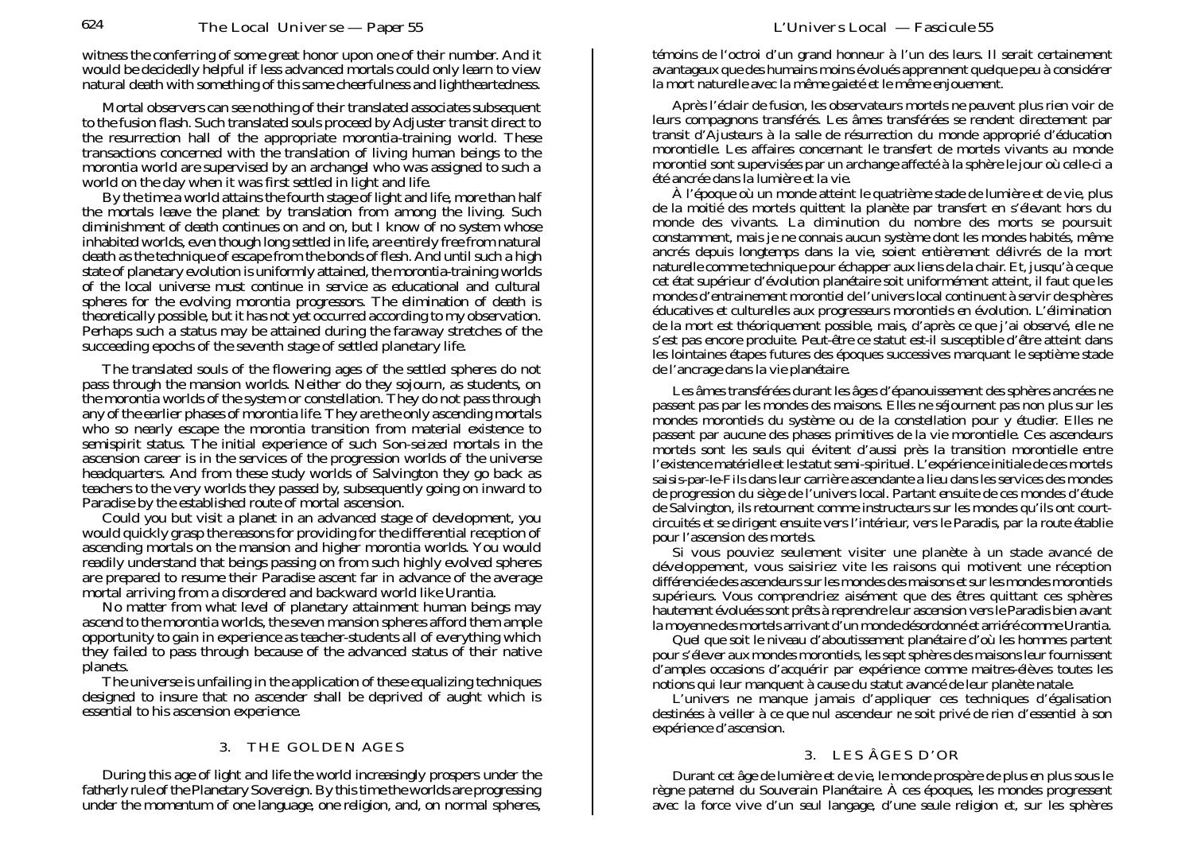witness the conferring of some great honor upon one of their number. And it would be decidedly helpful if less advanced mortals could only learn to view natural death with something of this same cheerfulness and lightheartedness.

Mortal observers can see nothing of their translated associates subsequent to the fusion flash. Such translated souls proceed by Adjuster transit direct to the resurrection hall of the appropriate morontia-training world. These transactions concerned with the translation of living human beings to the morontia world are supervised by an archangel who was assigned to such a world on the day when it was first settled in light and life.

By the time a world attains the fourth stage of light and life, more than half the mortals leave the planet by translation from among the living. Such diminishment of death continues on and on, but I know of no system whose inhabited worlds, even though long settled in life, are entirely free from natural death as the technique of escape from the bonds of flesh. And until such a high state of planetary evolution is uniformly attained, the morontia-training worlds of the local universe must continue in service as educational and cultural spheres for the evolving morontia progressors. The elimination of death is theoretically possible, but it has not yet occurred according to my observation. Perhaps such a status may be attained during the faraway stretches of the succeeding epochs of the seventh stage of settled planetary life.

The translated souls of the flowering ages of the settled spheres do not pass through the mansion worlds. Neither do they sojourn, as students, on the morontia worlds of the system or constellation. They do not pass through any of the earlier phases of morontia life. They are the only ascending mortals who so nearly escape the morontia transition from material existence to semispirit status. The initial experience of such Son-seized mortals in the ascension career is in the services of the progression worlds of the universe headquarters. And from these study worlds of Salvington they go back as teachers to the very worlds they passed by, subsequently going on inward to Paradise by the established route of mortal ascension.

Could you but visit a planet in an advanced stage of development, you would quickly grasp the reasons for providing for the differential reception of ascending mortals on the mansion and higher morontia worlds. You would readily understand that beings passing on from such highly evolved spheres are prepared to resume their Paradise ascent far in advance of the average mortal arriving from a disordered and backward world like Urantia.

No matter from what level of planetary attainment human beings may ascend to the morontia worlds, the seven mansion spheres afford them ample opportunity to gain in experience as teacher-students all of everything which they failed to pass through because of the advanced status of their native planets.

The universe is unfailing in the application of these equalizing techniques designed to insure that no ascender shall be deprived of aught which is essential to his ascension experience.

## 3. THE GOLDEN AGES

During this age of light and life the world increasingly prospers under the fatherly rule of the Planetary Sovereign. By this time the worlds are progressing under the momentum of one language, one religion, and, on normal spheres,

témoins de l'octroi d'un grand honneur à l'un des leurs. Il serait certainement avantageux que des humains moins évolués apprennent quelque peu à considérer la mort naturelle avec la même gaieté et le même enjouement.

Après l'éclair de fusion, les observateurs mortels ne peuvent plus rien voir de leurs compagnons transférés. Les âmes transférées se rendent directement par transit d'Ajusteurs à la salle de résurrection du monde approprié d'éducation morontielle. Les affaires concernant le transfert de mortels vivants au monde morontiel sont supervisées par un archange affecté à la sphère le jour où celle-ci a été ancrée dans la lumière et la vie.

À l'époque où un monde atteint le quatrième stade de lumière et de vie, plus de la moitié des mortels quittent la planète par transfert en s'élevant hors du monde des vivants. La diminution du nombre des morts se poursuit constamment, mais je ne connais aucun système dont les mondes habités, même ancrés depuis longtemps dans la vie, soient entièrement délivrés de la mort naturelle comme technique pour échapper aux liens de la chair. Et, jusqu'à ce que cet état supérieur d'évolution planétaire soit uniformément atteint, il faut que les mondes d'entrainement morontiel de l'univers local continuent à servir de sphères éducatives et culturelles aux progresseurs morontiels en évolution. L'élimination de la mort est théoriquement possible, mais, d'après ce que j'ai observé, elle ne s'est pas encore produite. Peut-être ce statut est-il susceptible d'être atteint dans les lointaines étapes futures des époques successives marquant le septième stade de l'ancrage dans la vie planétaire.

Les âmes transférées durant les âges d'épanouissement des sphères ancrées ne passent pas par les mondes des maisons. Elles ne séjournent pas non plus sur les mondes morontiels du système ou de la constellation pour y étudier. Elles ne passent par aucune des phases primitives de la vie morontielle. Ces ascendeurs mortels sont les seuls qui évitent d'aussi près la transition morontielle entre l'existence matérielle et le statut semi-spirituel. L'expérience initiale de ces mortels saisis-par-le-Fils dans leur carrière ascendante a lieu dans les services des mondes de progression du siège de l'univers local. Partant ensuite de ces mondes d'étude de Salvington, ils retournent comme instructeurs sur les mondes qu'ils ont court-circuités et se dirigent ensuite vers l'intérieur, vers le Paradis, par la route établie pour l'ascension des mortels.

Si vous pouviez seulement visiter une planète à un stade avancé de développement, vous saisiriez vite les raisons qui motivent une réception différenciée des ascendeurs sur les mondes des maisons et sur les mondes morontiels supérieurs. Vous comprendriez aisément que des êtres quittant ces sphères hautement évoluées sont prêts à reprendre leur ascension vers le Paradis bien avant la moyenne des mortels arrivant d'un monde désordonné et arriéré comme Urantia.

Quel que soit le niveau d'aboutissement planétaire d'où les hommes partent pour s'élever aux mondes morontiels, les sept sphères des maisons leur fournissent d'amples occasions d'acquérir par expérience comme maitres-élèves toutes les notions qui leur manquent à cause du statut avancé de leur planète natale.

L'univers ne manque jamais d'appliquer ces techniques d'égalisation destinées à veiller à ce que nul ascendeur ne soit privé de rien d'essentiel à son expérience d'ascension.

## 3. LES ÂGES D'OR

Durant cet âge de lumière et de vie, le monde prospère de plus en plus sous le règne paternel du Souverain Planétaire. À ces époques, les mondes progressent avec la force vive d'un seul langage, d'une seule religion et, sur les sphères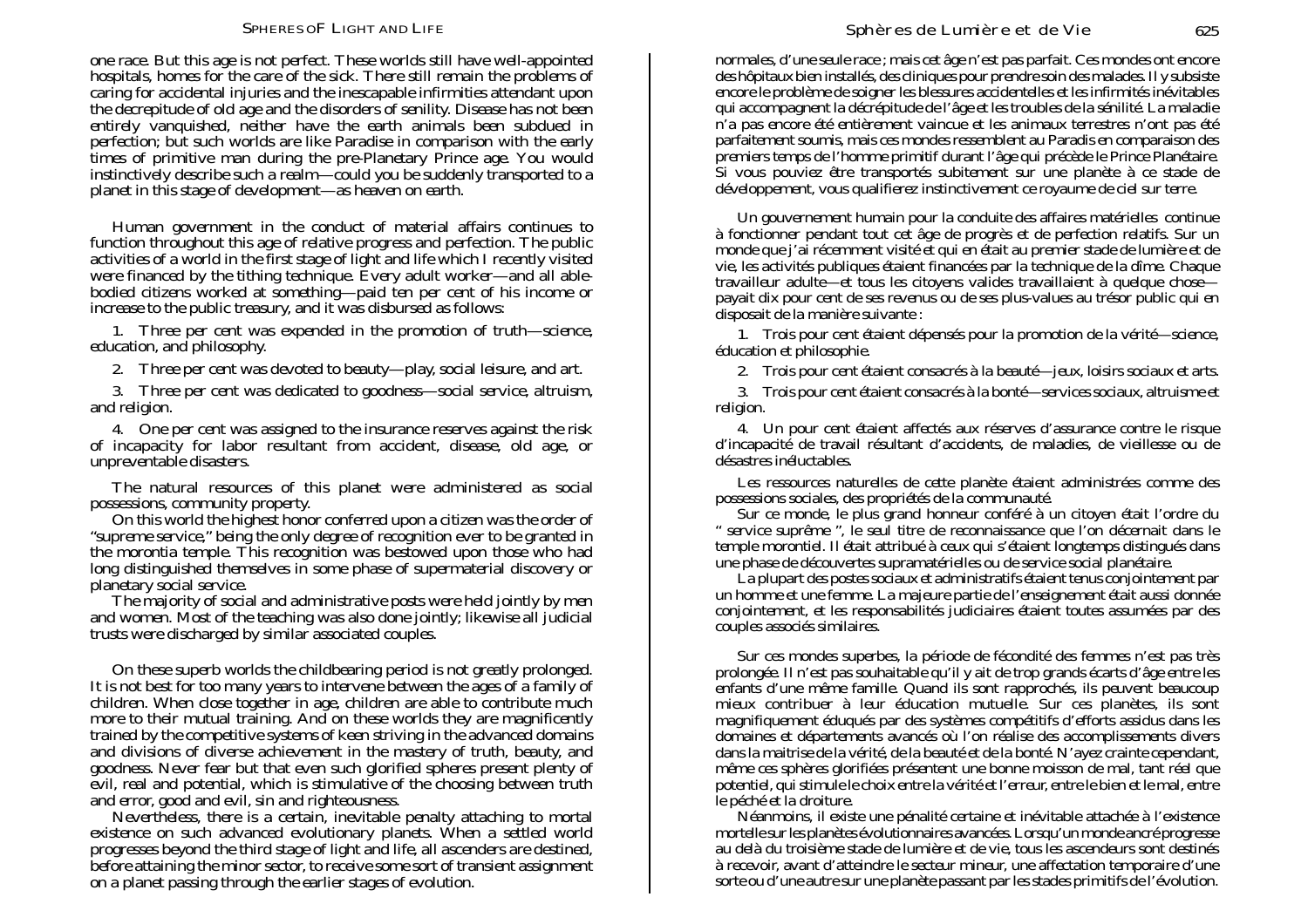one race. But this age is not perfect. These worlds still have well-appointed hospitals, homes for the care of the sick. There still remain the problems of caring for accidental injuries and the inescapable infirmities attendant upon the decrepitude of old age and the disorders of senility. Disease has not been entirely vanquished, neither have the earth animals been subdued in perfection; but such worlds are like Paradise in comparison with the early times of primitive man during the pre-Planetary Prince age. You would instinctively describe such a realm—could you be suddenly transported to a planet in this stage of development—as heaven on earth.

Human government in the conduct of material affairs continues to function throughout this age of relative progress and perfection. The public activities of a world in the first stage of light and life which I recently visited were financed by the tithing technique. Every adult worker—and all able-bodied citizens worked at something—paid ten per cent of his income or increase to the public treasury, and it was disbursed as follows:

1. Three per cent was expended in the promotion of truth—science, education, and philosophy.

2. Three per cent was devoted to beauty—play, social leisure, and art.

3. Three per cent was dedicated to goodness—social service, altruism, and religion.

4. One per cent was assigned to the insurance reserves against the risk of incapacity for labor resultant from accident, disease, old age, or unpreventable disasters.

The natural resources of this planet were administered as social possessions, community property.

On this world the highest honor conferred upon a citizen was the order of "supreme service," being the only degree of recognition ever to be granted in the morontia temple. This recognition was bestowed upon those who had long distinguished themselves in some phase of supermaterial discovery or planetary social service.

The majority of social and administrative posts were held jointly by men and women. Most of the teaching was also done jointly; likewise all judicial trusts were discharged by similar associated couples.

On these superb worlds the childbearing period is not greatly prolonged. It is not best for too many years to intervene between the ages of a family of children. When close together in age, children are able to contribute much more to their mutual training. And on these worlds they are magnificently trained by the competitive systems of keen striving in the advanced domains and divisions of diverse achievement in the mastery of truth, beauty, and goodness. Never fear but that even such glorified spheres present plenty of evil, real and potential, which is stimulative of the choosing between truth and error, good and evil, sin and righteousness.

Nevertheless, there is a certain, inevitable penalty attaching to mortal existence on such advanced evolutionary planets. When a settled world progresses beyond the third stage of light and life, all ascenders are destined, before attaining the minor sector, to receive some sort of transient assignment on a planet passing through the earlier stages of evolution.

normales, d'une seule race ; mais cet âge n'est pas parfait. Ces mondes ont encore des hôpitaux bien installés, des cliniques pour prendre soin des malades. Il y subsiste encore le problème de soigner les blessures accidentelles et les infirmités inévitables qui accompagnent la décrépitude de l'âge et les troubles de la sénilité. La maladie n'a pas encore été entièrement vaincue et les animaux terrestres n'ont pas été parfaitement soumis, mais ces mondes ressemblent au Paradis en comparaison des premiers temps de l'homme primitif durant l'âge qui précède le Prince Planétaire. Si vous pouviez être transportés subitement sur une planète à ce stade de développement, vous qualifierez instinctivement ce royaume de ciel sur terre.

Un gouvernement humain pour la conduite des affaires matérielles continue à fonctionner pendant tout cet âge de progrès et de perfection relatifs. Sur un monde que j'ai récemment visité et qui en était au premier stade de lumière et de vie, les activités publiques étaient financées par la technique de la dîme. Chaque travailleur adulte—et tous les citoyens valides travaillaient à quelque chose—payait dix pour cent de ses revenus ou de ses plus-values au trésor public qui en disposait de la manière suivante :

1. Trois pour cent étaient dépensés pour la promotion de la vérité—science, éducation et philosophie.

2. Trois pour cent étaient consacrés à la beauté—jeux, loisirs sociaux et arts.

3. Trois pour cent étaient consacrés à la bonté—services sociaux, altruisme et religion.

4. Un pour cent étaient affectés aux réserves d'assurance contre le risque d'incapacité de travail résultant d'accidents, de maladies, de vieillesse ou de désastres inéluctables.

Les ressources naturelles de cette planète étaient administrées comme des possessions sociales, des propriétés de la communauté.

Sur ce monde, le plus grand honneur conféré à un citoyen était l'ordre du " service suprême ", le seul titre de reconnaissance que l'on décernait dans le temple morontiel. Il était attribué à ceux qui s'étaient longtemps distingués dans une phase de découvertes supramatérielles ou de service social planétaire.

La plupart des postes sociaux et administratifs étaient tenus conjointement par un homme et une femme. La majeure partie de l'enseignement était aussi donnée conjointement, et les responsabilités judiciaires étaient toutes assumées par des couples associés similaires.

Sur ces mondes superbes, la période de fécondité des femmes n'est pas très prolongée. Il n'est pas souhaitable qu'il y ait de trop grands écarts d'âge entre les enfants d'une même famille. Quand ils sont rapprochés, ils peuvent beaucoup mieux contribuer à leur éducation mutuelle. Sur ces planètes, ils sont magnifiquement éduqués par des systèmes compétitifs d'efforts assidus dans les domaines et départements avancés où l'on réalise des accomplissements divers dans la maitrise de la vérité, de la beauté et de la bonté. N'ayez crainte cependant, même ces sphères glorifiées présentent une bonne moisson de mal, tant réel que potentiel, qui stimule le choix entre la vérité et l'erreur, entre le bien et le mal, entre le péché et la droiture.

Néanmoins, il existe une pénalité certaine et inévitable attachée à l'existence mortelle sur les planètes évolutionnaires avancées. Lorsqu'un monde ancré progresse au delà du troisième stade de lumière et de vie, tous les ascendeurs sont destinés à recevoir, avant d'atteindre le secteur mineur, une affectation temporaire d'une sorte ou d'une autre sur une planète passant par les stades primitifs de l'évolution.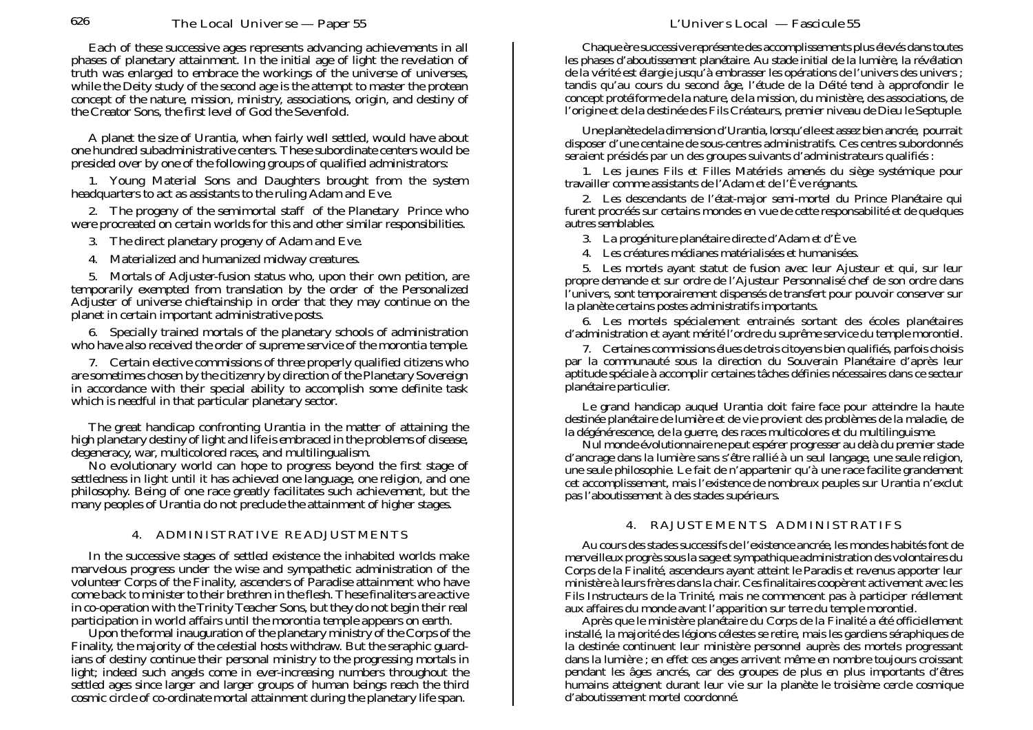Each of these successive ages represents advancing achievements in all phases of planetary attainment. In the initial age of light the revelation of truth was enlarged to embrace the workings of the universe of universes, while the Deity study of the second age is the attempt to master the protean concept of the nature, mission, ministry, associations, origin, and destiny of the Creator Sons, the first level of God the Sevenfold.

A planet the size of Urantia, when fairly well settled, would have about one hundred subadministrative centers. These subordinate centers would be presided over by one of the following groups of qualified administrators:

1. Young Material Sons and Daughters brought from the system headquarters to act as assistants to the ruling Adam and Eve.

2. The progeny of the semimortal staff of the Planetary Prince who were procreated on certain worlds for this and other similar responsibilities.

3. The direct planetary progeny of Adam and Eve.

4. Materialized and humanized midway creatures.

5. Mortals of Adjuster-fusion status who, upon their own petition, are temporarily exempted from translation by the order of the Personalized Adjuster of universe chieftainship in order that they may continue on the planet in certain important administrative posts.

6. Specially trained mortals of the planetary schools of administration who have also received the order of supreme service of the morontia temple.

7. Certain elective commissions of three properly qualified citizens who are sometimes chosen by the citizenry by direction of the Planetary Sovereign in accordance with their special ability to accomplish some definite task which is needful in that particular planetary sector.

The great handicap confronting Urantia in the matter of attaining the high planetary destiny of light and life is embraced in the problems of disease, degeneracy, war, multicolored races, and multilingualism.

No evolutionary world can hope to progress beyond the first stage of settledness in light until it has achieved one language, one religion, and one philosophy. Being of one race greatly facilitates such achievement, but the many peoples of Urantia do not preclude the attainment of higher stages.

## 4. ADMINISTRATIVE READJUSTMENTS

In the successive stages of settled existence the inhabited worlds make marvelous progress under the wise and sympathetic administration of the volunteer Corps of the Finality, ascenders of Paradise attainment who have come back to minister to their brethren in the flesh. These finaliters are active in co-operation with the Trinity Teacher Sons, but they do not begin their real participation in world affairs until the morontia temple appears on earth.

Upon the formal inauguration of the planetary ministry of the Corps of the Finality, the majority of the celestial hosts withdraw. But the seraphic guardians of destiny continue their personal ministry to the progressing mortals in light; indeed such angels come in ever-increasing numbers throughout the settled ages since larger and larger groups of human beings reach the third cosmic circle of co-ordinate mortal attainment during the planetary life span.

---

Chaque ère successive représente des accomplissements plus élevés dans toutes les phases d'aboutissement planétaire. Au stade initial de la lumière, la révélation de la vérité est élargie jusqu'à embrasser les opérations de l'univers des univers ; tandis qu'au cours du second âge, l'étude de la Déité tend à approfondir le concept protéiforme de la nature, de la mission, du ministère, des associations, de l'origine et de la destinée des Fils Créateurs, premier niveau de Dieu le Septuple.

Une planète de la dimension d'Urantia, lorsqu'elle est assez bien ancrée, pourrait disposer d'une centaine de sous-centres administratifs. Ces centres subordonnés seraient présidés par un des groupes suivants d'administrateurs qualifiés :

1. Les jeunes Fils et Filles Matériels amenés du siège systémique pour travailler comme assistants de l'Adam et de l'Ève régnants.

2. Les descendants de l'état-major semi-mortel du Prince Planétaire qui furent procréés sur certains mondes en vue de cette responsabilité et de quelques autres semblables.

3. La progéniture planétaire directe d'Adam et d'Ève.

4. Les créatures médianes matérialisées et humanisées.

5. Les mortels ayant statut de fusion avec leur Ajusteur et qui, sur leur propre demande et sur ordre de l'Ajusteur Personnalisé chef de son ordre dans l'univers, sont temporairement dispensés de transfert pour pouvoir conserver sur la planète certains postes administratifs importants.

6. Les mortels spécialement entrainés sortant des écoles planétaires d'administration et ayant mérité l'ordre du suprême service du temple morontiel.

7. Certaines commissions élues de trois citoyens bien qualifiés, parfois choisis par la communauté sous la direction du Souverain Planétaire d'après leur aptitude spéciale à accomplir certaines tâches définies nécessaires dans ce secteur planétaire particulier.

Le grand handicap auquel Urantia doit faire face pour atteindre la haute destinée planétaire de lumière et de vie provient des problèmes de la maladie, de la dégénérescence, de la guerre, des races multicolores et du multilinguisme.

Nul monde évolutionnaire ne peut espérer progresser au delà du premier stade d'ancrage dans la lumière sans s'être rallié à un seul langage, une seule religion, une seule philosophie. Le fait de n'appartenir qu'à une race facilite grandement cet accomplissement, mais l'existence de nombreux peuples sur Urantia n'exclut pas l'aboutissement à des stades supérieurs.

## 4. RAJUSTEMENTS ADMINISTRATIFS

Au cours des stades successifs de l'existence ancrée, les mondes habités font de merveilleux progrès sous la sage et sympathique administration des volontaires du Corps de la Finalité, ascendeurs ayant atteint le Paradis et revenus apporter leur ministère à leurs frères dans la chair. Ces finalitaires coopèrent activement avec les Fils Instructeurs de la Trinité, mais ne commencent pas à participer réellement aux affaires du monde avant l'apparition sur terre du temple morontiel.

Après que le ministère planétaire du Corps de la Finalité a été officiellement installé, la majorité des légions célestes se retire, mais les gardiens séraphiques de la destinée continuent leur ministère personnel auprès des mortels progressant dans la lumière ; en effet ces anges arrivent même en nombre toujours croissant pendant les âges ancrés, car des groupes de plus en plus importants d'êtres humains atteignent durant leur vie sur la planète le troisième cercle cosmique d'aboutissement mortel coordonné.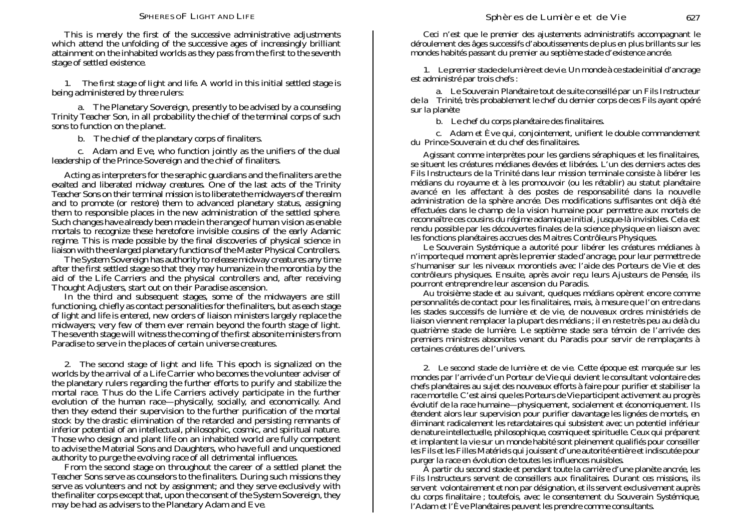This is merely the first of the successive administrative adjustments which attend the unfolding of the successive ages of increasingly brilliant attainment on the inhabited worlds as they pass from the first to the seventh stage of settled existence.

1. *The first stage of light and life.* A world in this initial settled stage is being administered by three rulers:

a. The Planetary Sovereign, presently to be advised by a counseling Trinity Teacher Son, in all probability the chief of the terminal corps of such sons to function on the planet.

b. The chief of the planetary corps of finaliters.

c. Adam and Eve, who function jointly as the unifiers of the dual leadership of the Prince-Sovereign and the chief of finaliters.

Acting as interpreters for the seraphic guardians and the finaliters are the exalted and liberated midway creatures. One of the last acts of the Trinity Teacher Sons on their terminal mission is to liberate the midwayers of the realm and to promote (or restore) them to advanced planetary status, assigning them to responsible places in the new administration of the settled sphere. Such changes have already been made in the range of human vision as enable mortals to recognize these heretofore invisible cousins of the early Adamic regime. This is made possible by the final discoveries of physical science in liaison with the enlarged planetary functions of the Master Physical Controllers.

The System Sovereign has authority to release midway creatures any time after the first settled stage so that they may humanize in the morontia by the aid of the Life Carriers and the physical controllers and, after receiving Thought Adjusters, start out on their Paradise ascension.

In the third and subsequent stages, some of the midwayers are still functioning, chiefly as contact personalities for the finaliters, but as each stage of light and life is entered, new orders of liaison ministers largely replace the midwayers; very few of them ever remain beyond the fourth stage of light. The seventh stage will witness the coming of the first absonite ministers from Paradise to serve in the places of certain universe creatures.

2. *The second stage of light and life.* This epoch is signalized on the worlds by the arrival of a Life Carrier who becomes the volunteer adviser of the planetary rulers regarding the further efforts to purify and stabilize the mortal race. Thus do the Life Carriers actively participate in the further evolution of the human race—physically, socially, and economically. And then they extend their supervision to the further purification of the mortal stock by the drastic elimination of the retarded and persisting remnants of inferior potential of an intellectual, philosophic, cosmic, and spiritual nature. Those who design and plant life on an inhabited world are fully competent to advise the Material Sons and Daughters, who have full and unquestioned authority to purge the evolving race of all detrimental influences.

From the second stage on throughout the career of a settled planet the Teacher Sons serve as counselors to the finaliters. During such missions they serve as volunteers and not by assignment; and they serve exclusively with the finaliter corps except that, upon the consent of the System Sovereign, they may be had as advisers to the Planetary Adam and Eve.

Ceci n'est que le premier des ajustements administratifs accompagnant le déroulement des âges successifs d'aboutissements de plus en plus brillants sur les mondes habités passant du premier au septième stade d'existence ancrée.

1. *Le premier stade de lumière et de vie.* Un monde à ce stade initial d'ancrage est administré par trois chefs :

a. Le Souverain Planétaire tout de suite conseillé par un Fils Instructeur de la Trinité, très probablement le chef du dernier corps de ces Fils ayant opéré sur la planète

b. Le chef du corps planétaire des finalitaires.

c. Adam et Ève qui, conjointement, unifient le double commandement du Prince-Souverain et du chef des finalitaires.

Agissant comme interprètes pour les gardiens séraphiques et les finalitaires, se situent les créatures médianes élevées et libérées. L'un des derniers actes des Fils Instructeurs de la Trinité dans leur mission terminale consiste à libérer les médians du royaume et à les promouvoir (ou les rétablir) au statut planétaire avancé en les affectant à des postes de responsabilité dans la nouvelle administration de la sphère ancrée. Des modifications suffisantes ont déjà été effectuées dans le champ de la vision humaine pour permettre aux mortels de reconnaître ces cousins du régime adamique initial, jusque-là invisibles. Cela est rendu possible par les découvertes finales de la science physique en liaison avec les fonctions planétaires accrues des Maitres Contrôleurs Physiques.

Le Souverain Systémique a autorité pour libérer les créatures médianes à n'importe quel moment après le premier stade d'ancrage, pour leur permettre de s'humaniser sur les niveaux morontiels avec l'aide des Porteurs de Vie et des contrôleurs physiques. Ensuite, après avoir reçu leurs Ajusteurs de Pensée, ils pourront entreprendre leur ascension du Paradis.

Au troisième stade et au suivant, quelques médians opèrent encore comme personnalités de contact pour les finalitaires, mais, à mesure que l'on entre dans les stades successifs de lumière et de vie, de nouveaux ordres ministériels de liaison viennent remplacer la plupart des médians ; il en reste très peu au delà du quatrième stade de lumière. Le septième stade sera témoin de l'arrivée des premiers ministres absonites venant du Paradis pour servir de remplaçants à certaines créatures de l'univers.

2. *Le second stade de lumière et de vie.* Cette époque est marquée sur les mondes par l'arrivée d'un Porteur de Vie qui devient le consultant volontaire des chefs planétaires au sujet des nouveaux efforts à faire pour purifier et stabiliser la race mortelle. C'est ainsi que les Porteurs de Vie participent activement au progrès évolutif de la race humaine—physiquement, socialement et économiquement. Ils étendent alors leur supervision pour purifier davantage les lignées de mortels, en éliminant radicalement les retardataires qui subsistent avec un potentiel inférieur de nature intellectuelle, philosophique, cosmique et spirituelle. Ceux qui préparent et implantent la vie sur un monde habité sont pleinement qualifiés pour conseiller les Fils et les Filles Matériels qui jouissent d'une autorité entière et indiscutée pour purger la race en évolution de toutes les influences nuisibles.

À partir du second stade et pendant toute la carrière d'une planète ancrée, les Fils Instructeurs servent de conseillers aux finalitaires. Durant ces missions, ils servent volontairement et non par désignation, et ils servent exclusivement auprès du corps finalitaire ; toutefois, avec le consentement du Souverain Systémique, l'Adam et l'Ève Planétaires peuvent les prendre comme consultants.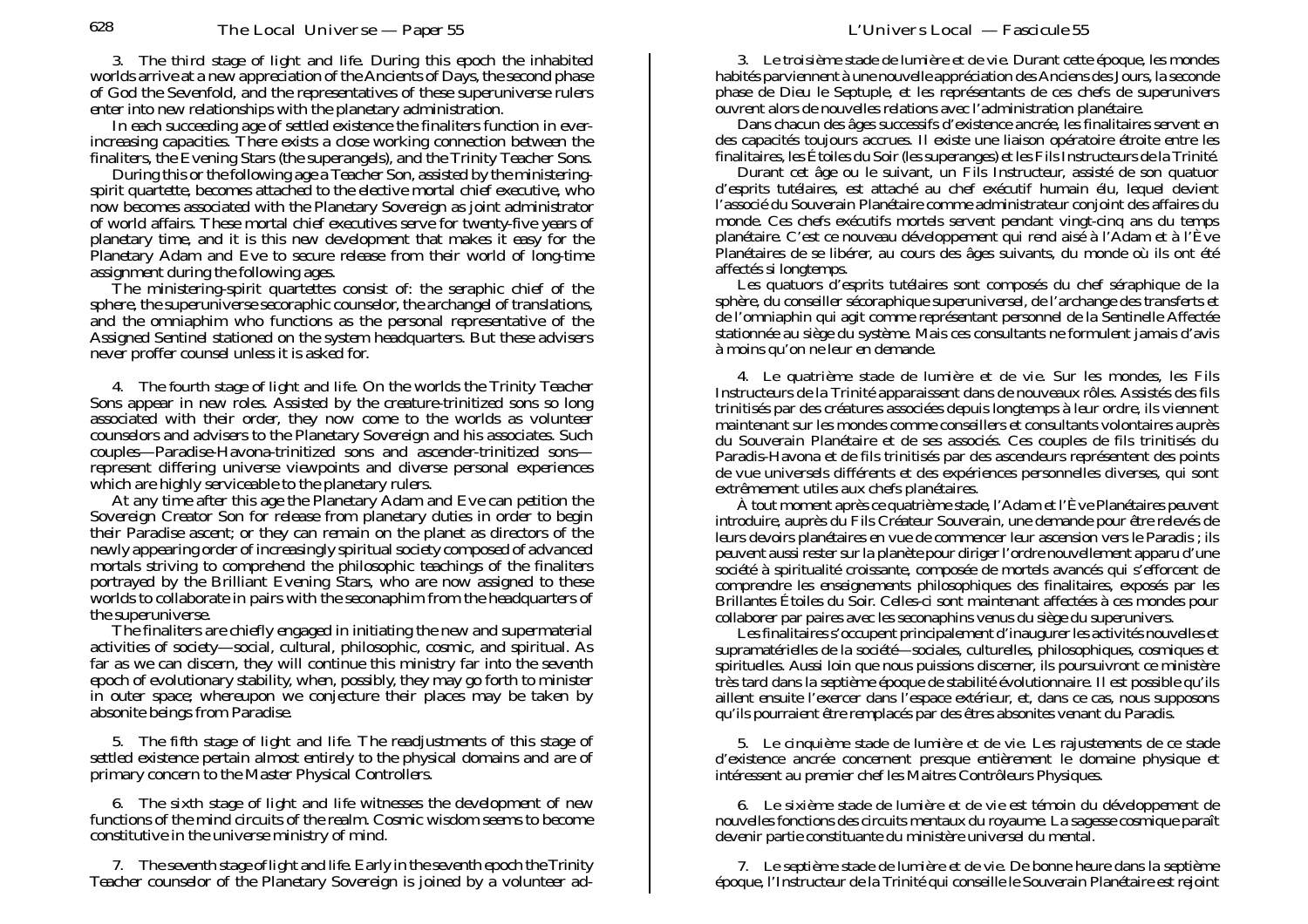3. *The third stage of light and life.* During this epoch the inhabited worlds arrive at a new appreciation of the Ancients of Days, the second phase of God the Sevenfold, and the representatives of these superuniverse rulers enter into new relationships with the planetary administration.

In each succeeding age of settled existence the finaliters function in ever-increasing capacities. There exists a close working connection between the finaliters, the Evening Stars (the superangels), and the Trinity Teacher Sons.

During this or the following age a Teacher Son, assisted by the ministering-spirit quartette, becomes attached to the elective mortal chief executive, who now becomes associated with the Planetary Sovereign as joint administrator of world affairs. These mortal chief executives serve for twenty-five years of planetary time, and it is this new development that makes it easy for the Planetary Adam and Eve to secure release from their world of long-time assignment during the following ages.

The ministering-spirit quartettes consist of: the seraphic chief of the sphere, the superuniverse secoraphic counselor, the archangel of translations, and the omniaphim who functions as the personal representative of the Assigned Sentinel stationed on the system headquarters. But these advisers never proffer counsel unless it is asked for.

4. *The fourth stage of light and life.* On the worlds the Trinity Teacher Sons appear in new roles. Assisted by the creature-trinitized sons so long associated with their order, they now come to the worlds as volunteer counselors and advisers to the Planetary Sovereign and his associates. Such couples—Paradise-Havona-trinitized sons and ascender-trinitized sons—represent differing universe viewpoints and diverse personal experiences which are highly serviceable to the planetary rulers.

At any time after this age the Planetary Adam and Eve can petition the Sovereign Creator Son for release from planetary duties in order to begin their Paradise ascent; or they can remain on the planet as directors of the newly appearing order of increasingly spiritual society composed of advanced mortals striving to comprehend the philosophic teachings of the finaliters portrayed by the Brilliant Evening Stars, who are now assigned to these worlds to collaborate in pairs with the seconaphim from the headquarters of the superuniverse.

The finaliters are chiefly engaged in initiating the new and supermaterial activities of society—social, cultural, philosophic, cosmic, and spiritual. As far as we can discern, they will continue this ministry far into the seventh epoch of evolutionary stability, when, possibly, they may go forth to minister in outer space; whereupon we conjecture their places may be taken by absonite beings from Paradise.

5. *The fifth stage of light and life.* The readjustments of this stage of settled existence pertain almost entirely to the physical domains and are of primary concern to the Master Physical Controllers.

6. *The sixth stage of light and life* witnesses the development of new functions of the mind circuits of the realm. Cosmic wisdom seems to become constitutive in the universe ministry of mind.

7. *The seventh stage of light and life.* Early in the seventh epoch the Trinity Teacher counselor of the Planetary Sovereign is joined by a volunteer ad-

3. *Le troisième stade de lumière et de vie.* Durant cette époque, les mondes habités parviennent à une nouvelle appréciation des Anciens des Jours, la seconde phase de Dieu le Septuple, et les représentants de ces chefs de superunivers ouvrent alors de nouvelles relations avec l'administration planétaire.

Dans chacun des âges successifs d'existence ancrée, les finalitaires servent en des capacités toujours accrues. Il existe une liaison opératoire étroite entre les finalitaires, les Étoiles du Soir (les superanges) et les Fils Instructeurs de la Trinité.

Durant cet âge ou le suivant, un Fils Instructeur, assisté de son quatuor d'esprits tutélaires, est attaché au chef exécutif humain élu, lequel devient l'associé du Souverain Planétaire comme administrateur conjoint des affaires du monde. Ces chefs exécutifs mortels servent pendant vingt-cinq ans du temps planétaire. C'est ce nouveau développement qui rend aisé à l'Adam et à l'Ève Planétaires de se libérer, au cours des âges suivants, du monde où ils ont été affectés si longtemps.

Les quatuors d'esprits tutélaires sont composés du chef séraphique de la sphère, du conseiller sécoraphique superuniversel, de l'archange des transferts et de l'omniaphin qui agit comme représentant personnel de la Sentinelle Affectée stationnée au siège du système. Mais ces consultants ne formulent jamais d'avis à moins qu'on ne leur en demande.

4. *Le quatrième stade de lumière et de vie.* Sur les mondes, les Fils Instructeurs de la Trinité apparaissent dans de nouveaux rôles. Assistés des fils trinitisés par des créatures associées depuis longtemps à leur ordre, ils viennent maintenant sur les mondes comme conseillers et consultants volontaires auprès du Souverain Planétaire et de ses associés. Ces couples de fils trinitisés du Paradis-Havona et de fils trinitisés par des ascendeurs représentent des points de vue universels différents et des expériences personnelles diverses, qui sont extrêmement utiles aux chefs planétaires.

À tout moment après ce quatrième stade, l'Adam et l'Ève Planétaires peuvent introduire, auprès du Fils Créateur Souverain, une demande pour être relevés de leurs devoirs planétaires en vue de commencer leur ascension vers le Paradis ; ils peuvent aussi rester sur la planète pour diriger l'ordre nouvellement apparu d'une société à spiritualité croissante, composée de mortels avancés qui s'efforcent de comprendre les enseignements philosophiques des finalitaires, exposés par les Brillantes Étoiles du Soir. Celles-ci sont maintenant affectées à ces mondes pour collaborer par paires avec les seconaphins venus du siège du superunivers.

Les finalitaires s'occupent principalement d'inaugurer les activités nouvelles et supramatérielles de la société—sociales, culturelles, philosophiques, cosmiques et spirituelles. Aussi loin que nous puissions discerner, ils poursuivront ce ministère très tard dans la septième époque de stabilité évolutionnaire. Il est possible qu'ils aillent ensuite l'exercer dans l'espace extérieur, et, dans ce cas, nous supposons qu'ils pourraient être remplacés par des êtres absonites venant du Paradis.

5. *Le cinquième stade de lumière et de vie.* Les rajustements de ce stade d'existence ancrée concernent presque entièrement le domaine physique et intéressent au premier chef les Maitres Contrôleurs Physiques.

6. *Le sixième stade de lumière et de vie* est témoin du développement de nouvelles fonctions des circuits mentaux du royaume. La sagesse cosmique paraît devenir partie constituante du ministère universel du mental.

7. *Le septième stade de lumière et de vie.* De bonne heure dans la septième époque, l'Instructeur de la Trinité qui conseille le Souverain Planétaire est rejoint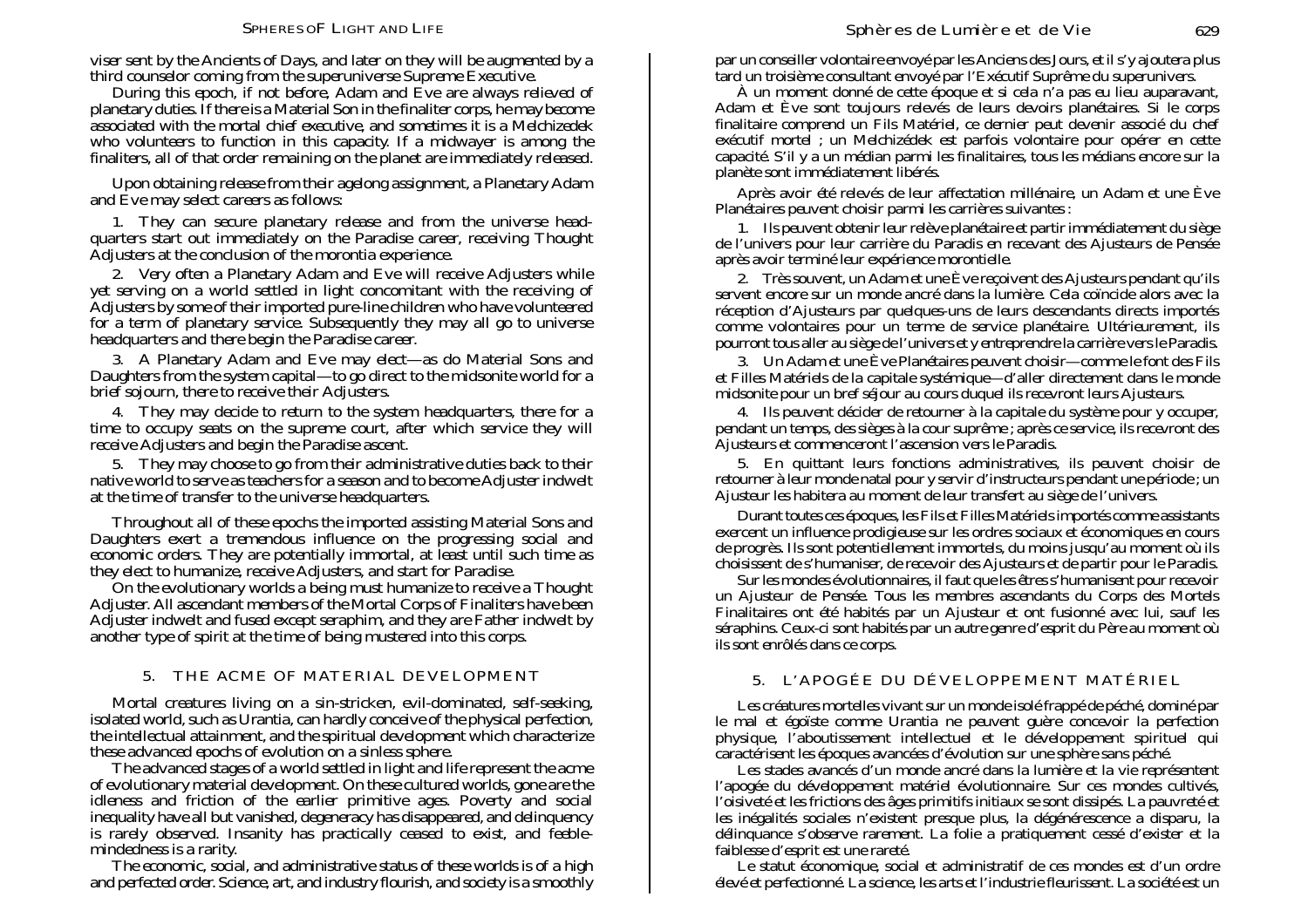viser sent by the Ancients of Days, and later on they will be augmented by a third counselor coming from the superuniverse Supreme Executive.

During this epoch, if not before, Adam and Eve are always relieved of planetary duties. If there is a Material Son in the finaliter corps, he may become associated with the mortal chief executive, and sometimes it is a Melchizedek who volunteers to function in this capacity. If a midwayer is among the finaliters, all of that order remaining on the planet are immediately released.

Upon obtaining release from their agelong assignment, a Planetary Adam and Eve may select careers as follows:

1. They can secure planetary release and from the universe headquarters start out immediately on the Paradise career, receiving Thought Adjusters at the conclusion of the morontia experience.

2. Very often a Planetary Adam and Eve will receive Adjusters while yet serving on a world settled in light concomitant with the receiving of Adjusters by some of their imported pure-line children who have volunteered for a term of planetary service. Subsequently they may all go to universe headquarters and there begin the Paradise career.

3. A Planetary Adam and Eve may elect—as do Material Sons and Daughters from the system capital—to go direct to the midsonite world for a brief sojourn, there to receive their Adjusters.

4. They may decide to return to the system headquarters, there for a time to occupy seats on the supreme court, after which service they will receive Adjusters and begin the Paradise ascent.

5. They may choose to go from their administrative duties back to their native world to serve as teachers for a season and to become Adjuster indwelt at the time of transfer to the universe headquarters.

Throughout all of these epochs the imported assisting Material Sons and Daughters exert a tremendous influence on the progressing social and economic orders. They are potentially immortal, at least until such time as they elect to humanize, receive Adjusters, and start for Paradise.

On the evolutionary worlds a being must humanize to receive a Thought Adjuster. All ascendant members of the Mortal Corps of Finaliters have been Adjuster indwelt and fused except seraphim, and they are Father indwelt by another type of spirit at the time of being mustered into this corps.

## 5. THE ACME OF MATERIAL DEVELOPMENT

Mortal creatures living on a sin-stricken, evil-dominated, self-seeking, isolated world, such as Urantia, can hardly conceive of the physical perfection, the intellectual attainment, and the spiritual development which characterize these advanced epochs of evolution on a sinless sphere.

The advanced stages of a world settled in light and life represent the acme of evolutionary material development. On these cultured worlds, gone are the idleness and friction of the earlier primitive ages. Poverty and social inequality have all but vanished, degeneracy has disappeared, and delinquency is rarely observed. Insanity has practically ceased to exist, and feeble-mindedness is a rarity.

The economic, social, and administrative status of these worlds is of a high and perfected order. Science, art, and industry flourish, and society is a smoothly

par un conseiller volontaire envoyé par les Anciens des Jours, et il s'y ajoutera plus tard un troisième consultant envoyé par l'Exécutif Suprême du superunivers.

À un moment donné de cette époque et si cela n'a pas eu lieu auparavant, Adam et Ève sont toujours relevés de leurs devoirs planétaires. Si le corps finalitaire comprend un Fils Matériel, ce dernier peut devenir associé du chef exécutif mortel ; un Melchizédek est parfois volontaire pour opérer en cette capacité. S'il y a un médian parmi les finalitaires, tous les médians encore sur la planète sont immédiatement libérés.

Après avoir été relevés de leur affectation millénaire, un Adam et une Ève Planétaires peuvent choisir parmi les carrières suivantes :

1. Ils peuvent obtenir leur relève planétaire et partir immédiatement du siège de l'univers pour leur carrière du Paradis en recevant des Ajusteurs de Pensée après avoir terminé leur expérience morontielle.

2. Très souvent, un Adam et une Ève reçoivent des Ajusteurs pendant qu'ils servent encore sur un monde ancré dans la lumière. Cela coïncide alors avec la réception d'Ajusteurs par quelques-uns de leurs descendants directs importés comme volontaires pour un terme de service planétaire. Ultérieurement, ils pourront tous aller au siège de l'univers et y entreprendre la carrière vers le Paradis.

3. Un Adam et une Ève Planétaires peuvent choisir — comme le font des Fils et Filles Matériels de la capitale systémique — d'aller directement dans le monde midsonite pour un bref séjour au cours duquel ils recevront leurs Ajusteurs.

4. Ils peuvent décider de retourner à la capitale du système pour y occuper, pendant un temps, des sièges à la cour suprême ; après ce service, ils recevront des Ajusteurs et commenceront l'ascension vers le Paradis.

5. En quittant leurs fonctions administratives, ils peuvent choisir de retourner à leur monde natal pour y servir d'instructeurs pendant une période ; un Ajusteur les habitera au moment de leur transfert au siège de l'univers.

Durant toutes ces époques, les Fils et Filles Matériels importés comme assistants exercent un influence prodigieuse sur les ordres sociaux et économiques en cours de progrès. Ils sont potentiellement immortels, du moins jusqu'au moment où ils choisissent de s'humaniser, de recevoir des Ajusteurs et de partir pour le Paradis.

Sur les mondes évolutionnaires, il faut que les êtres s'humanisent pour recevoir un Ajusteur de Pensée. Tous les membres ascendants du Corps des Mortels Finalitaires ont été habités par un Ajusteur et fusionné avec lui, sauf les séraphins. Ceux-ci sont habités par un autre genre d'esprit du Père au moment où ils sont enrôlés dans ce corps.

## 5. L'APOGÉE DU DÉVELOPPEMENT MATÉRIEL

Les créatures mortelles vivant sur un monde isolé frappé de péché, dominé par le mal et égoïste comme Urantia ne peuvent guère concevoir la perfection physique, l'aboutissement intellectuel et le développement spirituel qui caractérisent les époques avancées d'évolution sur une sphère sans péché.

Les stades avancés d'un monde ancré dans la lumière et la vie représentent l'apogée du développement matériel évolutionnaire. Sur ces mondes cultivés, l'oisiveté et les frictions des âges primitifs initiaux se sont dissipés. La pauvreté et les inégalités sociales n'existent presque plus, la dégénérescence a disparu, la délinquance s'observe rarement. La folie a pratiquement cessé d'exister et la faiblesse d'esprit est une rareté.

Le statut économique, social et administratif de ces mondes est d'un ordre élevé et perfectionné. La science, les arts et l'industrie fleurissent. La société est un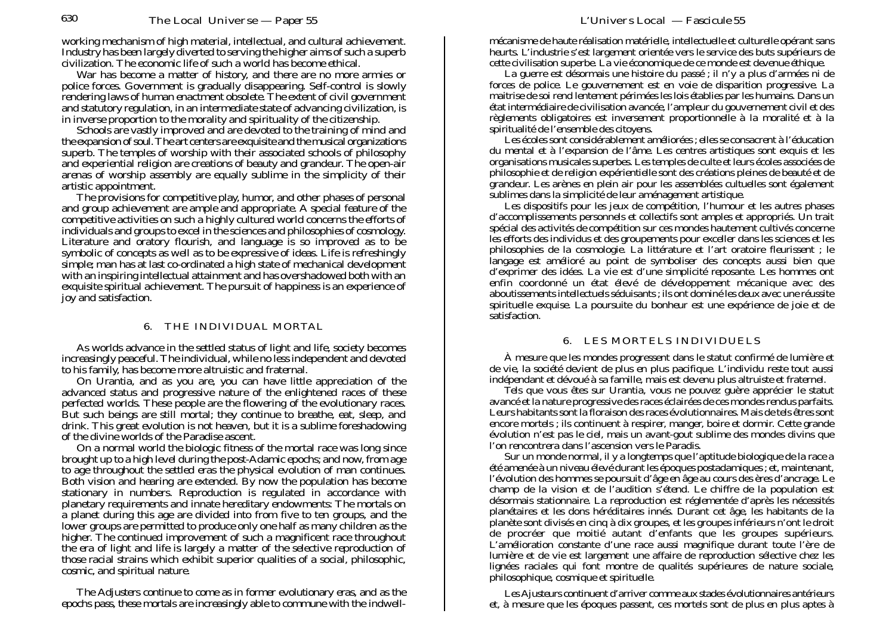working mechanism of high material, intellectual, and cultural achievement. Industry has been largely diverted to serving the higher aims of such a superb civilization. The economic life of such a world has become ethical.

War has become a matter of history, and there are no more armies or police forces. Government is gradually disappearing. Self-control is slowly rendering laws of human enactment obsolete. The extent of civil government and statutory regulation, in an intermediate state of advancing civilization, is in inverse proportion to the morality and spirituality of the citizenship.

Schools are vastly improved and are devoted to the training of mind and the expansion of soul. The art centers are exquisite and the musical organizations superb. The temples of worship with their associated schools of philosophy and experiential religion are creations of beauty and grandeur. The open-air arenas of worship assembly are equally sublime in the simplicity of their artistic appointment.

The provisions for competitive play, humor, and other phases of personal and group achievement are ample and appropriate. A special feature of the competitive activities on such a highly cultured world concerns the efforts of individuals and groups to excel in the sciences and philosophies of cosmology. Literature and oratory flourish, and language is so improved as to be symbolic of concepts as well as to be expressive of ideas. Life is refreshingly simple; man has at last co-ordinated a high state of mechanical development with an inspiring intellectual attainment and has overshadowed both with an exquisite spiritual achievement. The pursuit of happiness is an experience of joy and satisfaction.

## 6. THE INDIVIDUAL MORTAL

As worlds advance in the settled status of light and life, society becomes increasingly peaceful. The individual, while no less independent and devoted to his family, has become more altruistic and fraternal.

On Urantia, and as you are, you can have little appreciation of the advanced status and progressive nature of the enlightened races of these perfected worlds. These people are the flowering of the evolutionary races. But such beings are still mortal; they continue to breathe, eat, sleep, and drink. This great evolution is not heaven, but it is a sublime foreshadowing of the divine worlds of the Paradise ascent.

On a normal world the biologic fitness of the mortal race was long since brought up to a high level during the post-Adamic epochs; and now, from age to age throughout the settled eras the physical evolution of man continues. Both vision and hearing are extended. By now the population has become stationary in numbers. Reproduction is regulated in accordance with planetary requirements and innate hereditary endowments: The mortals on a planet during this age are divided into from five to ten groups, and the lower groups are permitted to produce only one half as many children as the higher. The continued improvement of such a magnificent race throughout the era of light and life is largely a matter of the selective reproduction of those racial strains which exhibit superior qualities of a social, philosophic, cosmic, and spiritual nature.

The Adjusters continue to come as in former evolutionary eras, and as the epochs pass, these mortals are increasingly able to commune with the indwell-

mécanisme de haute réalisation matérielle, intellectuelle et culturelle opérant sans heurts. L'industrie s'est largement orientée vers le service des buts supérieurs de cette civilisation superbe. La vie économique de ce monde est devenue éthique.

La guerre est désormais une histoire du passé ; il n'y a plus d'armées ni de forces de police. Le gouvernement est en voie de disparition progressive. La maitrise de soi rend lentement périmées les lois établies par les humains. Dans un état intermédiaire de civilisation avancée, l'ampleur du gouvernement civil et des règlements obligatoires est inversement proportionnelle à la moralité et à la spiritualité de l'ensemble des citoyens.

Les écoles sont considérablement améliorées ; elles se consacrent à l'éducation du mental et à l'expansion de l'âme. Les centres artistiques sont exquis et les organisations musicales superbes. Les temples de culte et leurs écoles associées de philosophie et de religion expérientielle sont des créations pleines de beauté et de grandeur. Les arènes en plein air pour les assemblées cultuelles sont également sublimes dans la simplicité de leur aménagement artistique.

Les dispositifs pour les jeux de compétition, l'humour et les autres phases d'accomplissements personnels et collectifs sont amples et appropriés. Un trait spécial des activités de compétition sur ces mondes hautement cultivés concerne les efforts des individus et des groupements pour exceller dans les sciences et les philosophies de la cosmologie. La littérature et l'art oratoire fleurissent ; le langage est amélioré au point de symboliser des concepts aussi bien que d'exprimer des idées. La vie est d'une simplicité reposante. Les hommes ont enfin coordonné un état élevé de développement mécanique avec des aboutissements intellectuels séduisants ; ils ont dominé les deux avec une réussite spirituelle exquise. La poursuite du bonheur est une expérience de joie et de satisfaction.

## 6. LES MORTELS INDIVIDUELS

À mesure que les mondes progressent dans le statut confirmé de lumière et de vie, la société devient de plus en plus pacifique. L'individu reste tout aussi indépendant et dévoué à sa famille, mais est devenu plus altruiste et fraternel.

Tels que vous êtes sur Urantia, vous ne pouvez guère apprécier le statut avancé et la nature progressive des races éclairées de ces mondes rendus parfaits. Leurs habitants sont la floraison des races évolutionnaires. Mais de tels êtres sont encore mortels ; ils continuent à respirer, manger, boire et dormir. Cette grande évolution n'est pas le ciel, mais un avant-gout sublime des mondes divins que l'on rencontrera dans l'ascension vers le Paradis.

Sur un monde normal, il y a longtemps que l'aptitude biologique de la race a été amenée à un niveau élevé durant les époques postadamiques ; et, maintenant, l'évolution des hommes se poursuit d'âge en âge au cours des ères d'ancrage. Le champ de la vision et de l'audition s'étend. Le chiffre de la population est désormais stationnaire. La reproduction est réglementée d'après les nécessités planétaires et les dons héréditaires innés. Durant cet âge, les habitants de la planète sont divisés en cinq à dix groupes, et les groupes inférieurs n'ont le droit de procréer que moitié autant d'enfants que les groupes supérieurs. L'amélioration constante d'une race aussi magnifique durant toute l'ère de lumière et de vie est largement une affaire de reproduction sélective chez les lignées raciales qui font montre de qualités supérieures de nature sociale, philosophique, cosmique et spirituelle.

Les Ajusteurs continuent d'arriver comme aux stades évolutionnaires antérieurs et, à mesure que les époques passent, ces mortels sont de plus en plus aptes à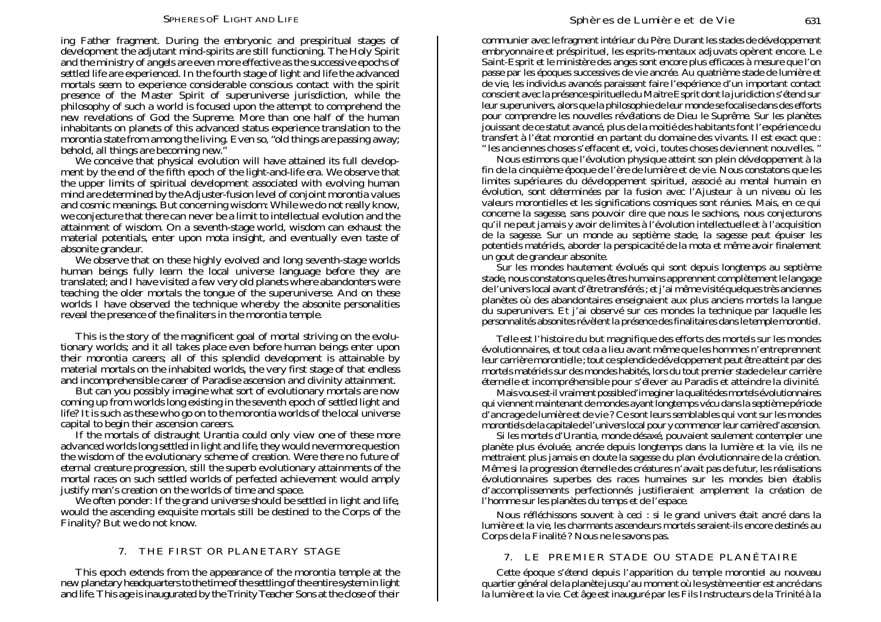ing Father fragment. During the embryonic and prespiritual stages of development the adjutant mind-spirits are still functioning. The Holy Spirit and the ministry of angels are even more effective as the successive epochs of settled life are experienced. In the fourth stage of light and life the advanced mortals seem to experience considerable conscious contact with the spirit presence of the Master Spirit of superuniverse jurisdiction, while the philosophy of such a world is focused upon the attempt to comprehend the new revelations of God the Supreme. More than one half of the human inhabitants on planets of this advanced status experience translation to the morontia state from among the living. Even so, "old things are passing away; behold, all things are becoming new."

We conceive that physical evolution will have attained its full development by the end of the fifth epoch of the light-and-life era. We observe that the upper limits of spiritual development associated with evolving human mind are determined by the Adjuster-fusion level of conjoint morontia values and cosmic meanings. But concerning wisdom: While we do not really know, we conjecture that there can never be a limit to intellectual evolution and the attainment of wisdom. On a seventh-stage world, wisdom can exhaust the material potentials, enter upon mota insight, and eventually even taste of absonite grandeur.

We observe that on these highly evolved and long seventh-stage worlds human beings fully learn the local universe language before they are translated; and I have visited a few very old planets where abandonters were teaching the older mortals the tongue of the superuniverse. And on these worlds I have observed the technique whereby the absonite personalities reveal the presence of the finaliters in the morontia temple.

This is the story of the magnificent goal of mortal striving on the evolutionary worlds; and it all takes place even before human beings enter upon their morontia careers; all of this splendid development is attainable by material mortals on the inhabited worlds, the very first stage of that endless and incomprehensible career of Paradise ascension and divinity attainment.

But can you possibly imagine what sort of evolutionary mortals are now coming up from worlds long existing in the seventh epoch of settled light and life? It is such as these who go on to the morontia worlds of the local universe capital to begin their ascension careers.

If the mortals of distraught Urantia could only view one of these more advanced worlds long settled in light and life, they would nevermore question the wisdom of the evolutionary scheme of creation. Were there no future of eternal creature progression, still the superb evolutionary attainments of the mortal races on such settled worlds of perfected achievement would amply justify man's creation on the worlds of time and space.

We often ponder: If the grand universe should be settled in light and life, would the ascending exquisite mortals still be destined to the Corps of the Finality? But we do not know.

## 7. THE FIRST OR PLANETARY STAGE

This epoch extends from the appearance of the morontia temple at the new planetary headquarters to the time of the settling of the entire system in light and life. This age is inaugurated by the Trinity Teacher Sons at the close of their

communier avec le fragment intérieur du Père. Durant les stades de développement embryonnaire et préspirituel, les esprits-mentaux adjuvats opèrent encore. Le Saint-Esprit et le ministère des anges sont encore plus efficaces à mesure que l'on passe par les époques successives de vie ancrée. Au quatrième stade de lumière et de vie, les individus avancés paraissent faire l'expérience d'un important contact conscient avec la présence spirituelle du Maitre Esprit dont la juridiction s'étend sur leur superunivers, alors que la philosophie de leur monde se focalise dans des efforts pour comprendre les nouvelles révélations de Dieu le Suprême. Sur les planètes jouissant de ce statut avancé, plus de la moitié des habitants font l'expérience du transfert à l'état morontiel en partant du domaine des vivants. Il est exact que : " les anciennes choses s'effacent et, voici, toutes choses deviennent nouvelles. "

Nous estimons que l'évolution physique atteint son plein développement à la fin de la cinquième époque de l'ère de lumière et de vie. Nous constatons que les limites supérieures du développement spirituel, associé au mental humain en évolution, sont déterminées par la fusion avec l'Ajusteur à un niveau où les valeurs morontielles et les significations cosmiques sont réunies. Mais, en ce qui concerne la sagesse, sans pouvoir dire que nous le sachions, nous conjecturons qu'il ne peut jamais y avoir de limites à l'évolution intellectuelle et à l'acquisition de la sagesse. Sur un monde au septième stade, la sagesse peut épuiser les potentiels matériels, aborder la perspicacité de la mota et même avoir finalement un gout de grandeur absonite.

Sur les mondes hautement évolués qui sont depuis longtemps au septième stade, nous constatons que les êtres humains apprennent complètement le langage de l'univers local avant d'être transférés ; et j'ai même visité quelques très anciennes planètes où des abandontaires enseignaient aux plus anciens mortels la langue du superunivers. Et j'ai observé sur ces mondes la technique par laquelle les personnalités absonites révèlent la présence des finalitaires dans le temple morontiel.

Telle est l'histoire du but magnifique des efforts des mortels sur les mondes évolutionnaires, et tout cela a lieu avant même que les hommes n'entreprennent leur carrière morontielle ; tout ce splendide développement peut être atteint par des mortels matériels sur des mondes habités, lors du tout premier stade de leur carrière éternelle et incompréhensible pour s'élever au Paradis et atteindre la divinité.

Mais vous est-il vraiment possible d'imaginer la qualité des mortels évolutionnaires qui viennent maintenant de mondes ayant longtemps vécu dans la septième période d'ancrage de lumière et de vie ? Ce sont leurs semblables qui vont sur les mondes morontiels de la capitale de l'univers local pour y commencer leur carrière d'ascension.

Si les mortels d'Urantia, monde désaxé, pouvaient seulement contempler une planète plus évoluée, ancrée depuis longtemps dans la lumière et la vie, ils ne mettraient plus jamais en doute la sagesse du plan évolutionnaire de la création. Même si la progression éternelle des créatures n'avait pas de futur, les réalisations évolutionnaires superbes des races humaines sur les mondes bien établis d'accomplissements perfectionnés justifieraient amplement la création de l'homme sur les planètes du temps et de l'espace.

Nous réfléchissons souvent à ceci : si le grand univers était ancré dans la lumière et la vie, les charmants ascendeurs mortels seraient-ils encore destinés au Corps de la Finalité ? Nous ne le savons pas.

## 7. LE PREMIER STADE OU STADE PLANÉTAIRE

Cette époque s'étend depuis l'apparition du temple morontiel au nouveau quartier général de la planète jusqu'au moment où le système entier est ancré dans la lumière et la vie. Cet âge est inauguré par les Fils Instructeurs de la Trinité à la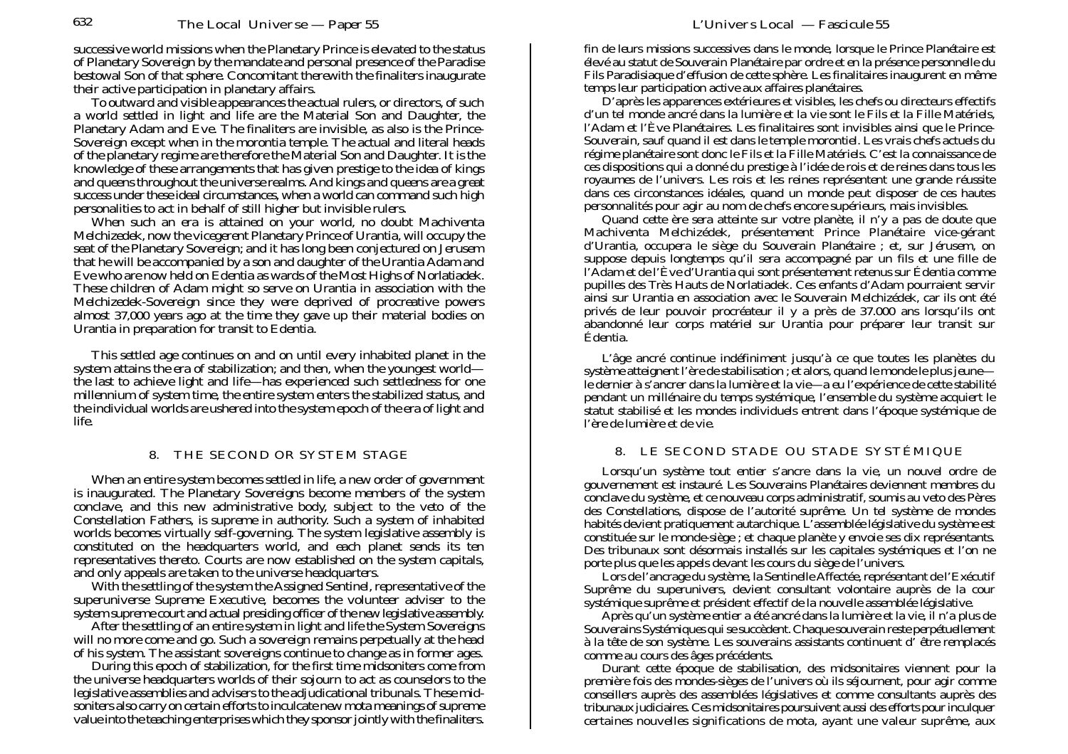successive world missions when the Planetary Prince is elevated to the status of Planetary Sovereign by the mandate and personal presence of the Paradise bestowal Son of that sphere. Concomitant therewith the finaliters inaugurate their active participation in planetary affairs.

To outward and visible appearances the actual rulers, or directors, of such a world settled in light and life are the Material Son and Daughter, the Planetary Adam and Eve. The finaliters are invisible, as also is the Prince-Sovereign except when in the morontia temple. The actual and literal heads of the planetary regime are therefore the Material Son and Daughter. It is the knowledge of these arrangements that has given prestige to the idea of kings and queens throughout the universe realms. And kings and queens are a great success under these ideal circumstances, when a world can command such high personalities to act in behalf of still higher but invisible rulers.

When such an era is attained on your world, no doubt Machiventa Melchizedek, now the vicegerent Planetary Prince of Urantia, will occupy the seat of the Planetary Sovereign; and it has long been conjectured on Jerusem that he will be accompanied by a son and daughter of the Urantia Adam and Eve who are now held on Edentia as wards of the Most Highs of Norlatiadek. These children of Adam might so serve on Urantia in association with the Melchizedek-Sovereign since they were deprived of procreative powers almost 37,000 years ago at the time they gave up their material bodies on Urantia in preparation for transit to Edentia.

This settled age continues on and on until every inhabited planet in the system attains the era of stabilization; and then, when the youngest world—the last to achieve light and life—has experienced such settledness for one millennium of system time, the entire system enters the stabilized status, and the individual worlds are ushered into the system epoch of the era of light and life.

## 8. THE SECOND OR SYSTEM STAGE

When an entire system becomes settled in life, a new order of government is inaugurated. The Planetary Sovereigns become members of the system conclave, and this new administrative body, subject to the veto of the Constellation Fathers, is supreme in authority. Such a system of inhabited worlds becomes virtually self-governing. The system legislative assembly is constituted on the headquarters world, and each planet sends its ten representatives thereto. Courts are now established on the system capitals, and only appeals are taken to the universe headquarters.

With the settling of the system the Assigned Sentinel, representative of the superuniverse Supreme Executive, becomes the volunteer adviser to the system supreme court and actual presiding officer of the new legislative assembly.

After the settling of an entire system in light and life the System Sovereigns will no more come and go. Such a sovereign remains perpetually at the head of his system. The assistant sovereigns continue to change as in former ages.

During this epoch of stabilization, for the first time midsoniters come from the universe headquarters worlds of their sojourn to act as counselors to the legislative assemblies and advisers to the adjudicational tribunals. These midsoniters also carry on certain efforts to inculcate new mota meanings of supreme value into the teaching enterprises which they sponsor jointly with the finaliters.

---

fin de leurs missions successives dans le monde, lorsque le Prince Planétaire est élevé au statut de Souverain Planétaire par ordre et en la présence personnelle du Fils Paradisiaque d'effusion de cette sphère. Les finalitaires inaugurent en même temps leur participation active aux affaires planétaires.

D'après les apparences extérieures et visibles, les chefs ou directeurs effectifs d'un tel monde ancré dans la lumière et la vie sont le Fils et la Fille Matériels, l'Adam et l'Ève Planétaires. Les finalitaires sont invisibles ainsi que le Prince-Souverain, sauf quand il est dans le temple morontiel. Les vrais chefs actuels du régime planétaire sont donc le Fils et la Fille Matériels. C'est la connaissance de ces dispositions qui a donné du prestige à l'idée de rois et de reines dans tous les royaumes de l'univers. Les rois et les reines représentent une grande réussite dans ces circonstances idéales, quand un monde peut disposer de ces hautes personnalités pour agir au nom de chefs encore supérieurs, mais invisibles.

Quand cette ère sera atteinte sur votre planète, il n'y a pas de doute que Machiventa Melchizédek, présentement Prince Planétaire vice-gérant d'Urantia, occupera le siège du Souverain Planétaire ; et, sur Jérusem, on suppose depuis longtemps qu'il sera accompagné par un fils et une fille de l'Adam et de l'Ève d'Urantia qui sont présentement retenus sur Édentia comme pupilles des Très Hauts de Norlatiadek. Ces enfants d'Adam pourraient servir ainsi sur Urantia en association avec le Souverain Melchizédek, car ils ont été privés de leur pouvoir procréateur il y a près de 37.000 ans lorsqu'ils ont abandonné leur corps matériel sur Urantia pour préparer leur transit sur Édentia.

L'âge ancré continue indéfiniment jusqu'à ce que toutes les planètes du système atteignent l'ère de stabilisation ; et alors, quand le monde le plus jeune—le dernier à s'ancrer dans la lumière et la vie—a eu l'expérience de cette stabilité pendant un millénaire du temps systémique, l'ensemble du système acquiert le statut stabilisé et les mondes individuels entrent dans l'époque systémique de l'ère de lumière et de vie.

## 8. LE SECOND STADE OU STADE SYSTÉMIQUE

Lorsqu'un système tout entier s'ancre dans la vie, un nouvel ordre de gouvernement est instauré. Les Souverains Planétaires deviennent membres du conclave du système, et ce nouveau corps administratif, soumis au veto des Pères des Constellations, dispose de l'autorité suprême. Un tel système de mondes habités devient pratiquement autarchique. L'assemblée législative du système est constituée sur le monde-siège ; et chaque planète y envoie ses dix représentants. Des tribunaux sont désormais installés sur les capitales systémiques et l'on ne porte plus que les appels devant les cours du siège de l'univers.

Lors de l'ancrage du système, la Sentinelle Affectée, représentant de l'Exécutif Suprême du superunivers, devient consultant volontaire auprès de la cour systémique suprême et président effectif de la nouvelle assemblée législative.

Après qu'un système entier a été ancré dans la lumière et la vie, il n'a plus de Souverains Systémiques qui se succèdent. Chaque souverain reste perpétuellement à la tête de son système. Les souverains assistants continuent d' être remplacés comme au cours des âges précédents.

Durant cette époque de stabilisation, des midsonitaires viennent pour la première fois des mondes-sièges de l'univers où ils séjournent, pour agir comme conseillers auprès des assemblées législatives et comme consultants auprès des tribunaux judiciaires. Ces midsonitaires poursuivent aussi des efforts pour inculquer certaines nouvelles significations de mota, ayant une valeur suprême, aux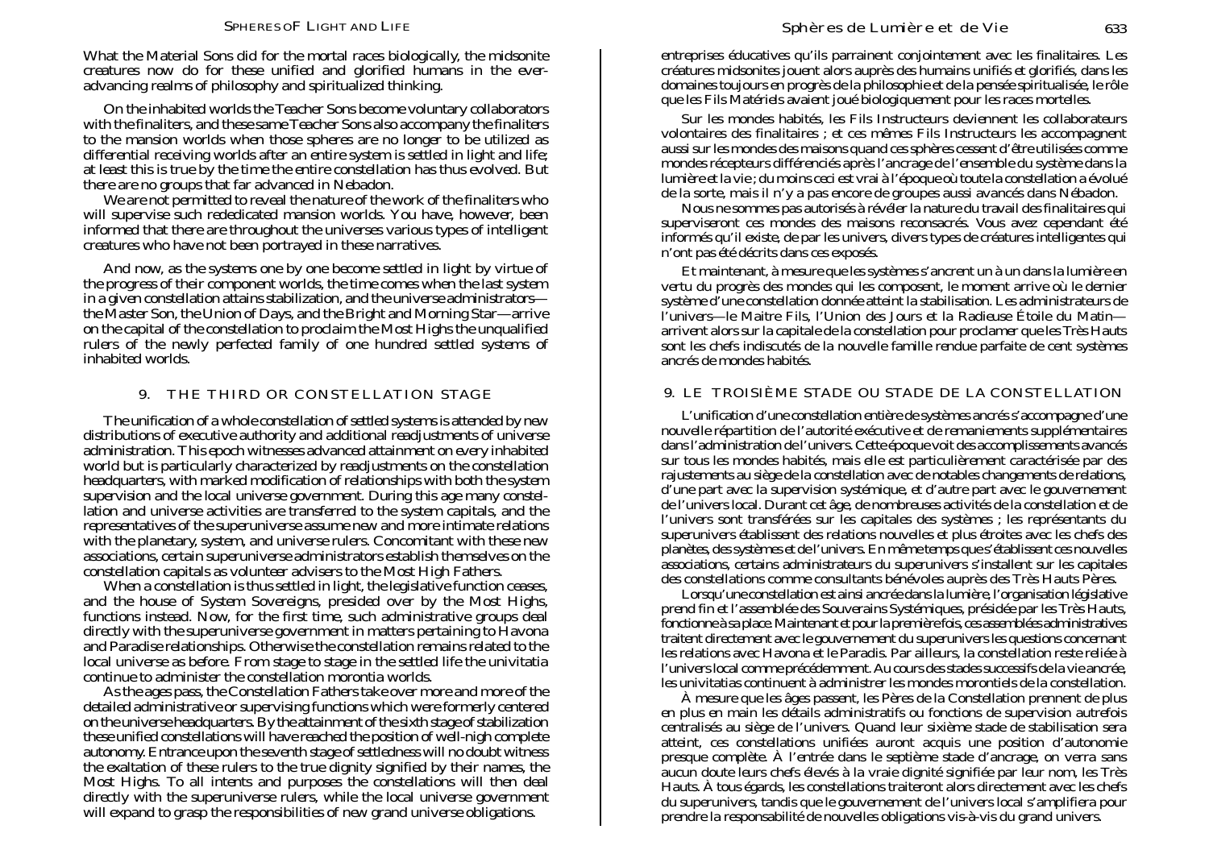What the Material Sons did for the mortal races biologically, the midsonite creatures now do for these unified and glorified humans in the ever-advancing realms of philosophy and spiritualized thinking.

On the inhabited worlds the Teacher Sons become voluntary collaborators with the finaliters, and these same Teacher Sons also accompany the finaliters to the mansion worlds when those spheres are no longer to be utilized as differential receiving worlds after an entire system is settled in light and life; at least this is true by the time the entire constellation has thus evolved. But there are no groups that far advanced in Nebadon.

We are not permitted to reveal the nature of the work of the finaliters who will supervise such rededicated mansion worlds. You have, however, been informed that there are throughout the universes various types of intelligent creatures who have not been portrayed in these narratives.

And now, as the systems one by one become settled in light by virtue of the progress of their component worlds, the time comes when the last system in a given constellation attains stabilization, and the universe administrators—the Master Son, the Union of Days, and the Bright and Morning Star—arrive on the capital of the constellation to proclaim the Most Highs the unqualified rulers of the newly perfected family of one hundred settled systems of inhabited worlds.

## 9. THE THIRD OR CONSTELLATION STAGE

The unification of a whole constellation of settled systems is attended by new distributions of executive authority and additional readjustments of universe administration. This epoch witnesses advanced attainment on every inhabited world but is particularly characterized by readjustments on the constellation headquarters, with marked modification of relationships with both the system supervision and the local universe government. During this age many constellation and universe activities are transferred to the system capitals, and the representatives of the superuniverse assume new and more intimate relations with the planetary, system, and universe rulers. Concomitant with these new associations, certain superuniverse administrators establish themselves on the constellation capitals as volunteer advisers to the Most High Fathers.

When a constellation is thus settled in light, the legislative function ceases, and the house of System Sovereigns, presided over by the Most Highs, functions instead. Now, for the first time, such administrative groups deal directly with the superuniverse government in matters pertaining to Havona and Paradise relationships. Otherwise the constellation remains related to the local universe as before. From stage to stage in the settled life the univitatia continue to administer the constellation morontia worlds.

As the ages pass, the Constellation Fathers take over more and more of the detailed administrative or supervising functions which were formerly centered on the universe headquarters. By the attainment of the sixth stage of stabilization these unified constellations will have reached the position of well-nigh complete autonomy. Entrance upon the seventh stage of settledness will no doubt witness the exaltation of these rulers to the true dignity signified by their names, the Most Highs. To all intents and purposes the constellations will then deal directly with the superuniverse rulers, while the local universe government will expand to grasp the responsibilities of new grand universe obligations.

entreprises éducatives qu'ils parrainent conjointement avec les finalitaires. Les créatures midsonites jouent alors auprès des humains unifiés et glorifiés, dans les domaines toujours en progrès de la philosophie et de la pensée spiritualisée, le rôle que les Fils Matériels avaient joué biologiquement pour les races mortelles.

Sur les mondes habités, les Fils Instructeurs deviennent les collaborateurs volontaires des finalitaires ; et ces mêmes Fils Instructeurs les accompagnent aussi sur les mondes des maisons quand ces sphères cessent d'être utilisées comme mondes récepteurs différenciés après l'ancrage de l'ensemble du système dans la lumière et la vie ; du moins ceci est vrai à l'époque où toute la constellation a évolué de la sorte, mais il n'y a pas encore de groupes aussi avancés dans Nébadon.

Nous ne sommes pas autorisés à révéler la nature du travail des finalitaires qui superviseront ces mondes des maisons reconsacrés. Vous avez cependant été informés qu'il existe, de par les univers, divers types de créatures intelligentes qui n'ont pas été décrits dans ces exposés.

Et maintenant, à mesure que les systèmes s'ancrent un à un dans la lumière en vertu du progrès des mondes qui les composent, le moment arrive où le dernier système d'une constellation donnée atteint la stabilisation. Les administrateurs de l'univers—le Maitre Fils, l'Union des Jours et la Radieuse Étoile du Matin—arrivent alors sur la capitale de la constellation pour proclamer que les Très Hauts sont les chefs indiscutés de la nouvelle famille rendue parfaite de cent systèmes ancrés de mondes habités.

## 9. LE TROISIÈME STADE OU STADE DE LA CONSTELLATION

L'unification d'une constellation entière de systèmes ancrés s'accompagne d'une nouvelle répartition de l'autorité exécutive et de remaniements supplémentaires dans l'administration de l'univers. Cette époque voit des accomplissements avancés sur tous les mondes habités, mais elle est particulièrement caractérisée par des rajustements au siège de la constellation avec de notables changements de relations, d'une part avec la supervision systémique, et d'autre part avec le gouvernement de l'univers local. Durant cet âge, de nombreuses activités de la constellation et de l'univers sont transférées sur les capitales des systèmes ; les représentants du superunivers établissent des relations nouvelles et plus étroites avec les chefs des planètes, des systèmes et de l'univers. En même temps que s'établissent ces nouvelles associations, certains administrateurs du superunivers s'installent sur les capitales des constellations comme consultants bénévoles auprès des Très Hauts Pères.

Lorsqu'une constellation est ainsi ancrée dans la lumière, l'organisation législative prend fin et l'assemblée des Souverains Systémiques, présidée par les Très Hauts, fonctionne à sa place. Maintenant et pour la première fois, ces assemblées administratives traitent directement avec le gouvernement du superunivers les questions concernant les relations avec Havona et le Paradis. Par ailleurs, la constellation reste reliée à l'univers local comme précédemment. Au cours des stades successifs de la vie ancrée, les univitatias continuent à administrer les mondes morontiels de la constellation.

À mesure que les âges passent, les Pères de la Constellation prennent de plus en plus en main les détails administratifs ou fonctions de supervision autrefois centralisés au siège de l'univers. Quand leur sixième stade de stabilisation sera atteint, ces constellations unifiées auront acquis une position d'autonomie presque complète. À l'entrée dans le septième stade d'ancrage, on verra sans aucun doute leurs chefs élevés à la vraie dignité signifiée par leur nom, les Très Hauts. À tous égards, les constellations traiteront alors directement avec les chefs du superunivers, tandis que le gouvernement de l'univers local s'amplifiera pour prendre la responsabilité de nouvelles obligations vis-à-vis du grand univers.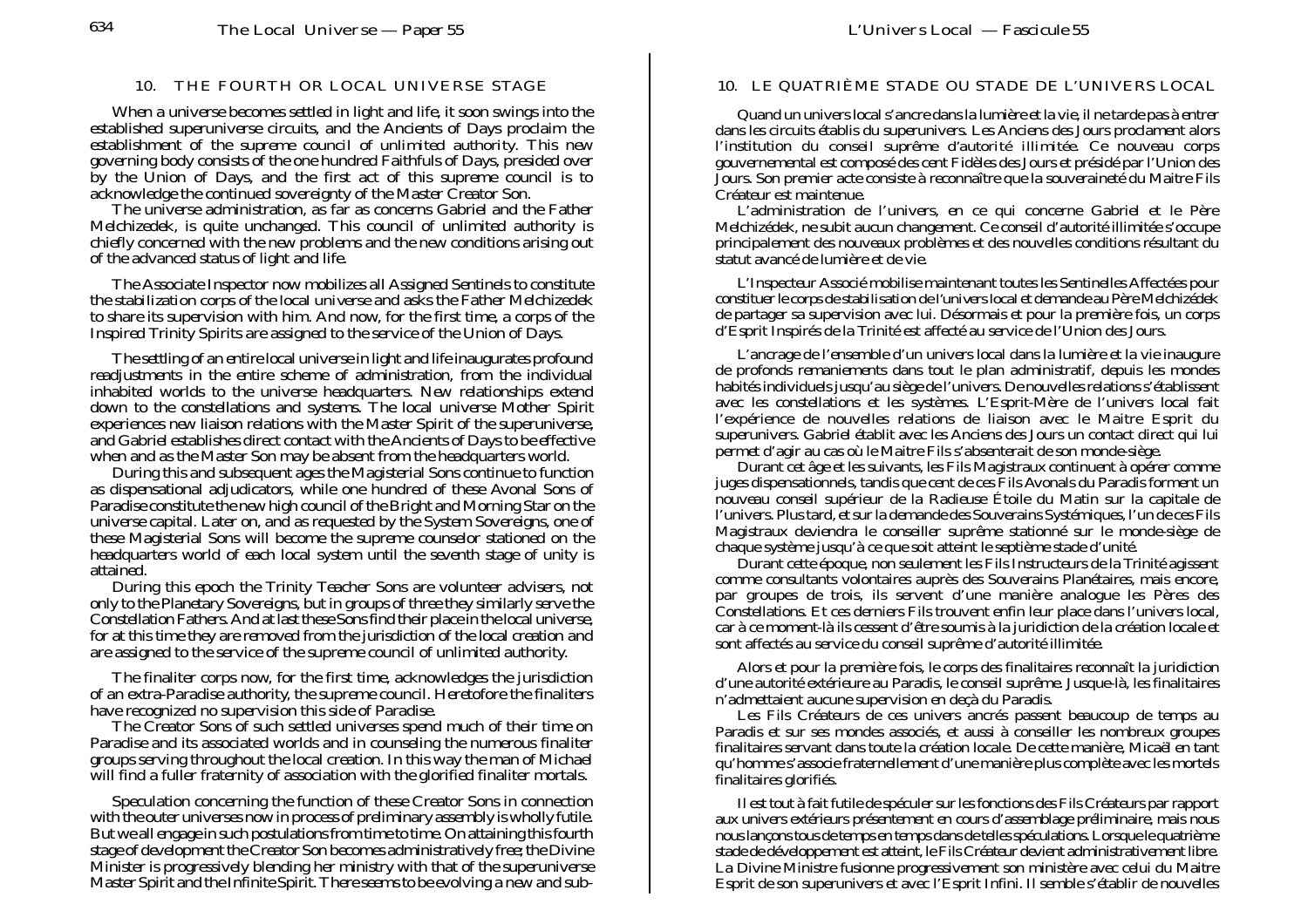## 10. THE FOURTH OR LOCAL UNIVERSE STAGE

When a universe becomes settled in light and life, it soon swings into the established superuniverse circuits, and the Ancients of Days proclaim the establishment of the supreme council of unlimited authority. This new governing body consists of the one hundred Faithfuls of Days, presided over by the Union of Days, and the first act of this supreme council is to acknowledge the continued sovereignty of the Master Creator Son.

The universe administration, as far as concerns Gabriel and the Father Melchizedek, is quite unchanged. This council of unlimited authority is chiefly concerned with the new problems and the new conditions arising out of the advanced status of light and life.

The Associate Inspector now mobilizes all Assigned Sentinels to constitute the stabilization corps of the local universe and asks the Father Melchizedek to share its supervision with him. And now, for the first time, a corps of the Inspired Trinity Spirits are assigned to the service of the Union of Days.

The settling of an entire local universe in light and life inaugurates profound readjustments in the entire scheme of administration, from the individual inhabited worlds to the universe headquarters. New relationships extend down to the constellations and systems. The local universe Mother Spirit experiences new liaison relations with the Master Spirit of the superuniverse, and Gabriel establishes direct contact with the Ancients of Days to be effective when and as the Master Son may be absent from the headquarters world.

During this and subsequent ages the Magisterial Sons continue to function as dispensational adjudicators, while one hundred of these Avonal Sons of Paradise constitute the new high council of the Bright and Morning Star on the universe capital. Later on, and as requested by the System Sovereigns, one of these Magisterial Sons will become the supreme counselor stationed on the headquarters world of each local system until the seventh stage of unity is attained.

During this epoch the Trinity Teacher Sons are volunteer advisers, not only to the Planetary Sovereigns, but in groups of three they similarly serve the Constellation Fathers. And at last these Sons find their place in the local universe, for at this time they are removed from the jurisdiction of the local creation and are assigned to the service of the supreme council of unlimited authority.

The finaliter corps now, for the first time, acknowledges the jurisdiction of an extra-Paradise authority, the supreme council. Heretofore the finaliters have recognized no supervision this side of Paradise.

The Creator Sons of such settled universes spend much of their time on Paradise and its associated worlds and in counseling the numerous finaliter groups serving throughout the local creation. In this way the man of Michael will find a fuller fraternity of association with the glorified finaliter mortals.

Speculation concerning the function of these Creator Sons in connection with the outer universes now in process of preliminary assembly is wholly futile. But we all engage in such postulations from time to time. On attaining this fourth stage of development the Creator Son becomes administratively free; the Divine Minister is progressively blending her ministry with that of the superuniverse Master Spirit and the Infinite Spirit. There seems to be evolving a new and sub-

## 10. LE QUATRIÈME STADE OU STADE DE L'UNIVERS LOCAL

Quand un univers local s'ancre dans la lumière et la vie, il ne tarde pas à entrer dans les circuits établis du superunivers. Les Anciens des Jours proclament alors l'institution du conseil suprême d'autorité illimitée. Ce nouveau corps gouvernemental est composé des cent Fidèles des Jours et présidé par l'Union des Jours. Son premier acte consiste à reconnaître que la souveraineté du Maitre Fils Créateur est maintenue.

L'administration de l'univers, en ce qui concerne Gabriel et le Père Melchizédek, ne subit aucun changement. Ce conseil d'autorité illimitée s'occupe principalement des nouveaux problèmes et des nouvelles conditions résultant du statut avancé de lumière et de vie.

L'Inspecteur Associé mobilise maintenant toutes les Sentinelles Affectées pour constituer le corps de stabilisation de l'univers local et demande au Père Melchizédek de partager sa supervision avec lui. Désormais et pour la première fois, un corps d'Esprit Inspirés de la Trinité est affecté au service de l'Union des Jours.

L'ancrage de l'ensemble d'un univers local dans la lumière et la vie inaugure de profonds remaniements dans tout le plan administratif, depuis les mondes habités individuels jusqu'au siège de l'univers. De nouvelles relations s'établissent avec les constellations et les systèmes. L'Esprit-Mère de l'univers local fait l'expérience de nouvelles relations de liaison avec le Maitre Esprit du superunivers. Gabriel établit avec les Anciens des Jours un contact direct qui lui permet d'agir au cas où le Maitre Fils s'absenterait de son monde-siège.

Durant cet âge et les suivants, les Fils Magistraux continuent à opérer comme juges dispensationnels, tandis que cent de ces Fils Avonals du Paradis forment un nouveau conseil supérieur de la Radieuse Étoile du Matin sur la capitale de l'univers. Plus tard, et sur la demande des Souverains Systémiques, l'un de ces Fils Magistraux deviendra le conseiller suprême stationné sur le monde-siège de chaque système jusqu'à ce que soit atteint le septième stade d'unité.

Durant cette époque, non seulement les Fils Instructeurs de la Trinité agissent comme consultants volontaires auprès des Souverains Planétaires, mais encore, par groupes de trois, ils servent d'une manière analogue les Pères des Constellations. Et ces derniers Fils trouvent enfin leur place dans l'univers local, car à ce moment-là ils cessent d'être soumis à la juridiction de la création locale et sont affectés au service du conseil suprême d'autorité illimitée.

Alors et pour la première fois, le corps des finalitaires reconnaît la juridiction d'une autorité extérieure au Paradis, le conseil suprême. Jusque-là, les finalitaires n'admettaient aucune supervision en deçà du Paradis.

Les Fils Créateurs de ces univers ancrés passent beaucoup de temps au Paradis et sur ses mondes associés, et aussi à conseiller les nombreux groupes finalitaires servant dans toute la création locale. De cette manière, Micaël en tant qu'homme s'associe fraternellement d'une manière plus complète avec les mortels finalitaires glorifiés.

Il est tout à fait futile de spéculer sur les fonctions des Fils Créateurs par rapport aux univers extérieurs présentement en cours d'assemblage préliminaire, mais nous nous lançons tous de temps en temps dans de telles spéculations. Lorsque le quatrième stade de développement est atteint, le Fils Créateur devient administrativement libre. La Divine Ministre fusionne progressivement son ministère avec celui du Maitre Esprit de son superunivers et avec l'Esprit Infini. Il semble s'établir de nouvelles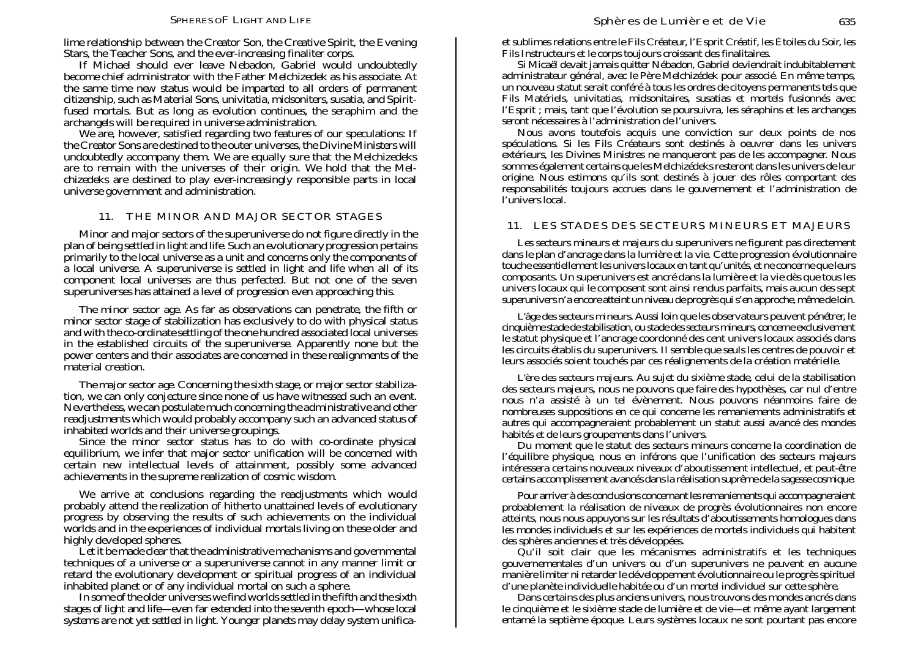lime relationship between the Creator Son, the Creative Spirit, the Evening Stars, the Teacher Sons, and the ever-increasing finaliter corps.

If Michael should ever leave Nebadon, Gabriel would undoubtedly become chief administrator with the Father Melchizedek as his associate. At the same time new status would be imparted to all orders of permanent citizenship, such as Material Sons, univitatia, midsoniters, susatia, and Spirit-fused mortals. But as long as evolution continues, the seraphim and the archangels will be required in universe administration.

We are, however, satisfied regarding two features of our speculations: If the Creator Sons are destined to the outer universes, the Divine Ministers will undoubtedly accompany them. We are equally sure that the Melchizedeks are to remain with the universes of their origin. We hold that the Melchizedeks are destined to play ever-increasingly responsible parts in local universe government and administration.

## 11. THE MINOR AND MAJOR SECTOR STAGES

Minor and major sectors of the superuniverse do not figure directly in the plan of being settled in light and life. Such an evolutionary progression pertains primarily to the local universe as a unit and concerns only the components of a local universe. A superuniverse is settled in light and life when all of its component local universes are thus perfected. But not one of the seven superuniverses has attained a level of progression even approaching this.

*The minor sector age.* As far as observations can penetrate, the fifth or minor sector stage of stabilization has exclusively to do with physical status and with the co-ordinate settling of the one hundred associated local universes in the established circuits of the superuniverse. Apparently none but the power centers and their associates are concerned in these realignments of the material creation.

*The major sector age.* Concerning the sixth stage, or major sector stabilization, we can only conjecture since none of us have witnessed such an event. Nevertheless, we can postulate much concerning the administrative and other readjustments which would probably accompany such an advanced status of inhabited worlds and their universe groupings.

Since the minor sector status has to do with co-ordinate physical equilibrium, we infer that major sector unification will be concerned with certain new intellectual levels of attainment, possibly some advanced achievements in the supreme realization of cosmic wisdom.

We arrive at conclusions regarding the readjustments which would probably attend the realization of hitherto unattained levels of evolutionary progress by observing the results of such achievements on the individual worlds and in the experiences of individual mortals living on these older and highly developed spheres.

Let it be made clear that the administrative mechanisms and governmental techniques of a universe or a superuniverse cannot in any manner limit or retard the evolutionary development or spiritual progress of an individual inhabited planet or of any individual mortal on such a sphere.

In some of the older universes we find worlds settled in the fifth and the sixth stages of light and life—even far extended into the seventh epoch—whose local systems are not yet settled in light. Younger planets may delay system unifica-

---

et sublimes relations entre le Fils Créateur, l’Esprit Créatif, les Étoiles du Soir, les Fils Instructeurs et le corps toujours croissant des finalitaires.

Si Micaël devait jamais quitter Nébadon, Gabriel deviendrait indubitablement administrateur général, avec le Père Melchizédek pour associé. En même temps, un nouveau statut serait conféré à tous les ordres de citoyens permanents tels que Fils Matériels, univitatias, midsonitaires, susatias et mortels fusionnés avec l’Esprit ; mais, tant que l’évolution se poursuivra, les séraphins et les archanges seront nécessaires à l’administration de l’univers.

Nous avons toutefois acquis une conviction sur deux points de nos spéculations. Si les Fils Créateurs sont destinés à oeuvrer dans les univers extérieurs, les Divines Ministres ne manqueront pas de les accompagner. Nous sommes également certains que les Melchizédeks resteront dans les univers de leur origine. Nous estimons qu’ils sont destinés à jouer des rôles comportant des responsabilités toujours accrues dans le gouvernement et l’administration de l’univers local.

## 11. LES STADES DES SECTEURS MINEURS ET MAJEURS

Les secteurs mineurs et majeurs du superunivers ne figurent pas directement dans le plan d’ancrage dans la lumière et la vie. Cette progression évolutionnaire touche essentiellement les univers locaux en tant qu’unités, et ne concerne que leurs composants. Un superunivers est ancré dans la lumière et la vie dès que tous les univers locaux qui le composent sont ainsi rendus parfaits, mais aucun des sept superunivers n’a encore atteint un niveau de progrès qui s’en approche, même de loin.

*L’âge des secteurs mineurs.* Aussi loin que les observateurs peuvent pénétrer, le cinquième stade de stabilisation, ou stade des secteurs mineurs, concerne exclusivement le statut physique et l’ancrage coordonné des cent univers locaux associés dans les circuits établis du superunivers. Il semble que seuls les centres de pouvoir et leurs associés soient touchés par ces réalignements de la création matérielle.

*L’ère des secteurs majeurs.* Au sujet du sixième stade, celui de la stabilisation des secteurs majeurs, nous ne pouvons que faire des hypothèses, car nul d’entre nous n’a assisté à un tel évènement. Nous pouvons néanmoins faire de nombreuses suppositions en ce qui concerne les remaniements administratifs et autres qui accompagneraient probablement un statut aussi avancé des mondes habités et de leurs groupements dans l’univers.

Du moment que le statut des secteurs mineurs concerne la coordination de l’équilibre physique, nous en inférons que l’unification des secteurs majeurs intéressera certains nouveaux niveaux d’aboutissement intellectuel, et peut-être certains accomplissement avancés dans la réalisation suprême de la sagesse cosmique.

Pour arriver à des conclusions concernant les remaniements qui accompagneraient probablement la réalisation de niveaux de progrès évolutionnaires non encore atteints, nous nous appuyons sur les résultats d’aboutissements homologues dans les mondes individuels et sur les expériences de mortels individuels qui habitent des sphères anciennes et très développées.

Qu’il soit clair que les mécanismes administratifs et les techniques gouvernementales d’un univers ou d’un superunivers ne peuvent en aucune manière limiter ni retarder le développement évolutionnaire ou le progrès spirituel d’une planète individuelle habitée ou d’un mortel individuel sur cette sphère.

Dans certains des plus anciens univers, nous trouvons des mondes ancrés dans le cinquième et le sixième stade de lumière et de vie—et même ayant largement entamé la septième époque. Leurs systèmes locaux ne sont pourtant pas encore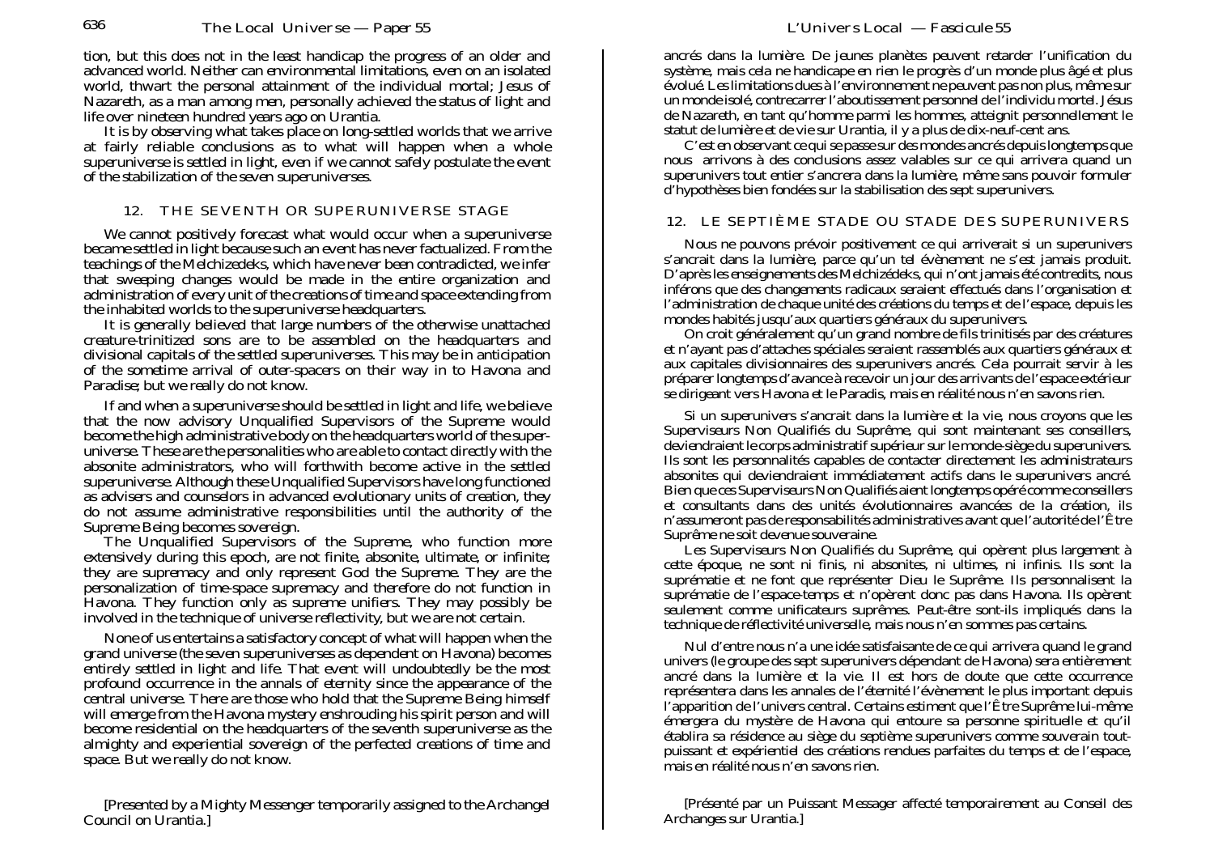tion, but this does not in the least handicap the progress of an older and advanced world. Neither can environmental limitations, even on an isolated world, thwart the personal attainment of the individual mortal; Jesus of Nazareth, as a man among men, personally achieved the status of light and life over nineteen hundred years ago on Urantia.

It is by observing what takes place on long-settled worlds that we arrive at fairly reliable conclusions as to what will happen when a whole superuniverse is settled in light, even if we cannot safely postulate the event of the stabilization of the seven superuniverses.

## 12. THE SEVENTH OR SUPERUNIVERSE STAGE

We cannot positively forecast what would occur when a superuniverse became settled in light because such an event has never factualized. From the teachings of the Melchizedeks, which have never been contradicted, we infer that sweeping changes would be made in the entire organization and administration of every unit of the creations of time and space extending from the inhabited worlds to the superuniverse headquarters.

It is generally believed that large numbers of the otherwise unattached creature-trinitized sons are to be assembled on the headquarters and divisional capitals of the settled superuniverses. This may be in anticipation of the sometime arrival of outer-spacers on their way in to Havona and Paradise; but we really do not know.

If and when a superuniverse should be settled in light and life, we believe that the now advisory Unqualified Supervisors of the Supreme would become the high administrative body on the headquarters world of the superuniverse. These are the personalities who are able to contact directly with the absonite administrators, who will forthwith become active in the settled superuniverse. Although these Unqualified Supervisors have long functioned as advisers and counselors in advanced evolutionary units of creation, they do not assume administrative responsibilities until the authority of the Supreme Being becomes sovereign.

The Unqualified Supervisors of the Supreme, who function more extensively during this epoch, are not finite, absonite, ultimate, or infinite; they are supremacy and only represent God the Supreme. They are the personalization of time-space supremacy and therefore do not function in Havona. They function only as supreme unifiers. They may possibly be involved in the technique of universe reflectivity, but we are not certain.

None of us entertains a satisfactory concept of what will happen when the grand universe (the seven superuniverses as dependent on Havona) becomes entirely settled in light and life. That event will undoubtedly be the most profound occurrence in the annals of eternity since the appearance of the central universe. There are those who hold that the Supreme Being himself will emerge from the Havona mystery enshrouding his spirit person and will become residential on the headquarters of the seventh superuniverse as the almighty and experiential sovereign of the perfected creations of time and space. But we really do not know.

[Presented by a Mighty Messenger temporarily assigned to the Archangel Council on Urantia.]

---

ancrés dans la lumière. De jeunes planètes peuvent retarder l'unification du système, mais cela ne handicape en rien le progrès d'un monde plus âgé et plus évolué. Les limitations dues à l'environnement ne peuvent pas non plus, même sur un monde isolé, contrecarrer l'aboutissement personnel de l'individu mortel. Jésus de Nazareth, en tant qu'homme parmi les hommes, atteignit personnellement le statut de lumière et de vie sur Urantia, il y a plus de dix-neuf-cent ans.

C'est en observant ce qui se passe sur des mondes ancrés depuis longtemps que nous arrivons à des conclusions assez valables sur ce qui arrivera quand un superunivers tout entier s'ancrera dans la lumière, même sans pouvoir formuler d'hypothèses bien fondées sur la stabilisation des sept superunivers.

## 12. LE SEPTIÈME STADE OU STADE DES SUPERUNIVERS

Nous ne pouvons prévoir positivement ce qui arriverait si un superunivers s'ancrait dans la lumière, parce qu'un tel évènement ne s'est jamais produit. D'après les enseignements des Melchizédeks, qui n'ont jamais été contredits, nous inférons que des changements radicaux seraient effectués dans l'organisation et l'administration de chaque unité des créations du temps et de l'espace, depuis les mondes habités jusqu'aux quartiers généraux du superunivers.

On croit généralement qu'un grand nombre de fils trinitisés par des créatures et n'ayant pas d'attaches spéciales seraient rassemblés aux quartiers généraux et aux capitales divisionnaires des superunivers ancrés. Cela pourrait servir à les préparer longtemps d'avance à recevoir un jour des arrivants de l'espace extérieur se dirigeant vers Havona et le Paradis, mais en réalité nous n'en savons rien.

Si un superunivers s'ancrait dans la lumière et la vie, nous croyons que les Superviseurs Non Qualifiés du Suprême, qui sont maintenant ses conseillers, deviendraient le corps administratif supérieur sur le monde-siège du superunivers. Ils sont les personnalités capables de contacter directement les administrateurs absonites qui deviendraient immédiatement actifs dans le superunivers ancré. Bien que ces Superviseurs Non Qualifiés aient longtemps opéré comme conseillers et consultants dans des unités évolutionnaires avancées de la création, ils n'assumeront pas de responsabilités administratives avant que l'autorité de l'Être Suprême ne soit devenue souveraine.

Les Superviseurs Non Qualifiés du Suprême, qui opèrent plus largement à cette époque, ne sont ni finis, ni absonites, ni ultimes, ni infinis. Ils sont la suprématie et ne font que représenter Dieu le Suprême. Ils personnalisent la suprématie de l'espace-temps et n'opèrent donc pas dans Havona. Ils opèrent seulement comme unificateurs suprêmes. Peut-être sont-ils impliqués dans la technique de réflectivité universelle, mais nous n'en sommes pas certains.

Nul d'entre nous n'a une idée satisfaisante de ce qui arrivera quand le grand univers (le groupe des sept superunivers dépendant de Havona) sera entièrement ancré dans la lumière et la vie. Il est hors de doute que cette occurrence représentera dans les annales de l'éternité l'évènement le plus important depuis l'apparition de l'univers central. Certains estiment que l'Être Suprême lui-même émergera du mystère de Havona qui entoure sa personne spirituelle et qu'il établira sa résidence au siège du septième superunivers comme souverain tout-puissant et expérientiel des créations rendues parfaites du temps et de l'espace, mais en réalité nous n'en savons rien.

[Présenté par un Puissant Messager affecté temporairement au Conseil des Archanges sur Urantia.]